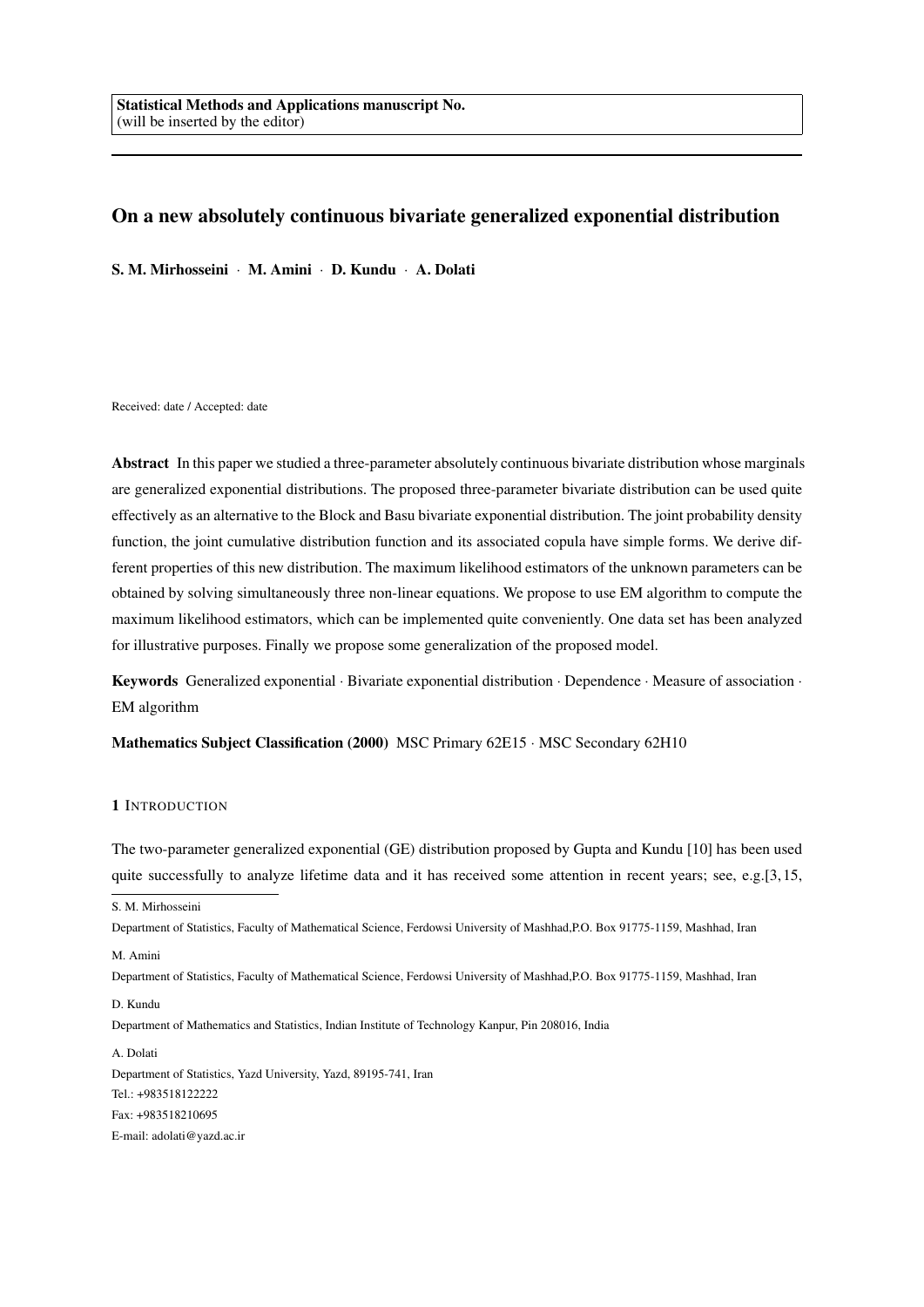**Statistical Methods and Applications manuscript No.**
(will be inserted by the editor)

# On a new absolutely continuous bivariate generalized exponential distribution

**S. M. Mirhosseini** · **M. Amini** · **D. Kundu** · **A. Dolati**

Received: date / Accepted: date

**Abstract** In this paper we studied a three-parameter absolutely continuous bivariate distribution whose marginals are generalized exponential distributions. The proposed three-parameter bivariate distribution can be used quite effectively as an alternative to the Block and Basu bivariate exponential distribution. The joint probability density function, the joint cumulative distribution function and its associated copula have simple forms. We derive different properties of this new distribution. The maximum likelihood estimators of the unknown parameters can be obtained by solving simultaneously three non-linear equations. We propose to use EM algorithm to compute the maximum likelihood estimators, which can be implemented quite conveniently. One data set has been analyzed for illustrative purposes. Finally we propose some generalization of the proposed model.

**Keywords** Generalized exponential · Bivariate exponential distribution · Dependence · Measure of association · EM algorithm

**Mathematics Subject Classification (2000)** MSC Primary 62E15 · MSC Secondary 62H10

## 1 INTRODUCTION

The two-parameter generalized exponential (GE) distribution proposed by Gupta and Kundu [10] has been used quite successfully to analyze lifetime data and it has received some attention in recent years; see, e.g.[3, 15,

S. M. Mirhosseini

Department of Statistics, Faculty of Mathematical Science, Ferdowsi University of Mashhad,P.O. Box 91775-1159, Mashhad, Iran

M. Amini

Department of Statistics, Faculty of Mathematical Science, Ferdowsi University of Mashhad,P.O. Box 91775-1159, Mashhad, Iran

D. Kundu

Department of Mathematics and Statistics, Indian Institute of Technology Kanpur, Pin 208016, India

A. Dolati

Department of Statistics, Yazd University, Yazd, 89195-741, Iran
Tel.: +983518122222
Fax: +983518210695
E-mail: adolati@yazd.ac.ir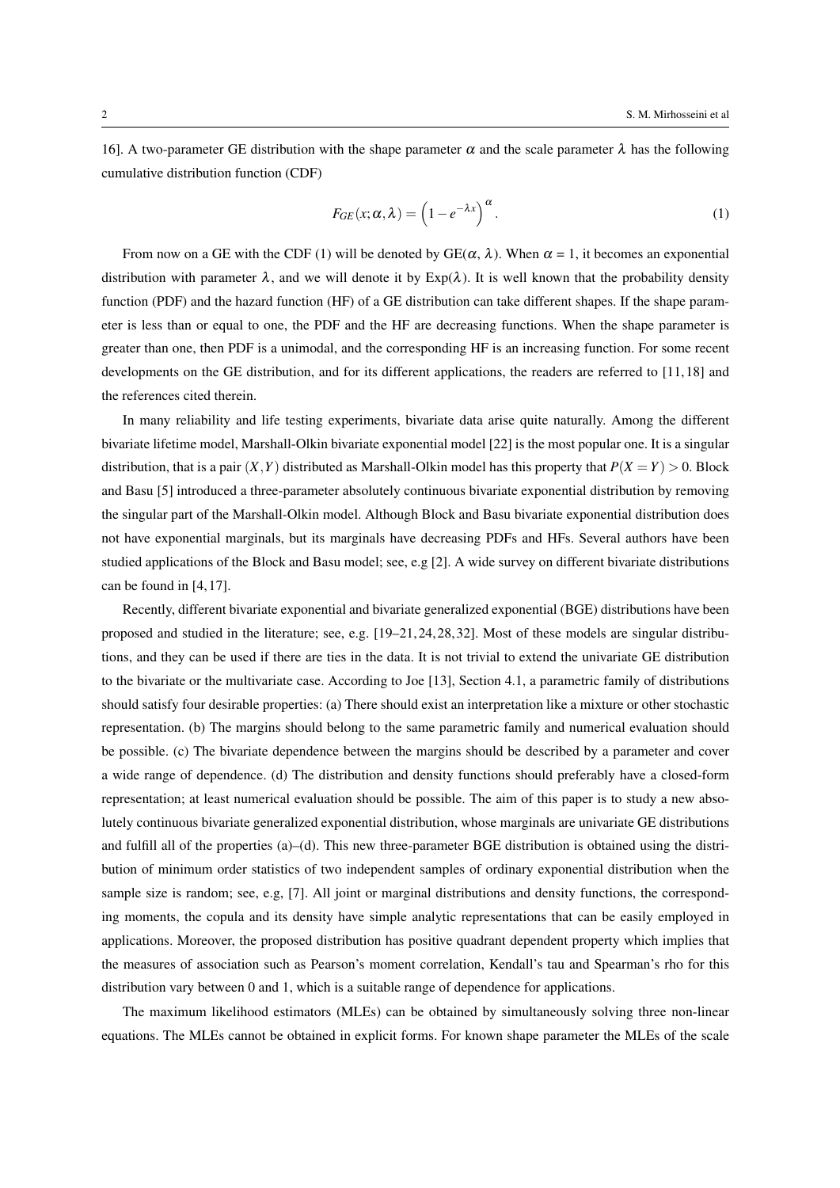16]. A two-parameter GE distribution with the shape parameter $\alpha$ and the scale parameter $\lambda$ has the following cumulative distribution function (CDF)

$$F_{GE}(x;\alpha,\lambda) = \left(1 - e^{-\lambda x}\right)^{\alpha}. \tag{1}$$

From now on a GE with the CDF (1) will be denoted by GE($\alpha$, $\lambda$). When $\alpha$ = 1, it becomes an exponential distribution with parameter $\lambda$, and we will denote it by Exp($\lambda$). It is well known that the probability density function (PDF) and the hazard function (HF) of a GE distribution can take different shapes. If the shape parameter is less than or equal to one, the PDF and the HF are decreasing functions. When the shape parameter is greater than one, then PDF is a unimodal, and the corresponding HF is an increasing function. For some recent developments on the GE distribution, and for its different applications, the readers are referred to [11, 18] and the references cited therein.

In many reliability and life testing experiments, bivariate data arise quite naturally. Among the different bivariate lifetime model, Marshall-Olkin bivariate exponential model [22] is the most popular one. It is a singular distribution, that is a pair $(X,Y)$ distributed as Marshall-Olkin model has this property that $P(X = Y) > 0$. Block and Basu [5] introduced a three-parameter absolutely continuous bivariate exponential distribution by removing the singular part of the Marshall-Olkin model. Although Block and Basu bivariate exponential distribution does not have exponential marginals, but its marginals have decreasing PDFs and HFs. Several authors have been studied applications of the Block and Basu model; see, e.g [2]. A wide survey on different bivariate distributions can be found in [4, 17].

Recently, different bivariate exponential and bivariate generalized exponential (BGE) distributions have been proposed and studied in the literature; see, e.g. [19–21, 24, 28, 32]. Most of these models are singular distributions, and they can be used if there are ties in the data. It is not trivial to extend the univariate GE distribution to the bivariate or the multivariate case. According to Joe [13], Section 4.1, a parametric family of distributions should satisfy four desirable properties: (a) There should exist an interpretation like a mixture or other stochastic representation. (b) The margins should belong to the same parametric family and numerical evaluation should be possible. (c) The bivariate dependence between the margins should be described by a parameter and cover a wide range of dependence. (d) The distribution and density functions should preferably have a closed-form representation; at least numerical evaluation should be possible. The aim of this paper is to study a new absolutely continuous bivariate generalized exponential distribution, whose marginals are univariate GE distributions and fulfill all of the properties (a)–(d). This new three-parameter BGE distribution is obtained using the distribution of minimum order statistics of two independent samples of ordinary exponential distribution when the sample size is random; see, e.g, [7]. All joint or marginal distributions and density functions, the corresponding moments, the copula and its density have simple analytic representations that can be easily employed in applications. Moreover, the proposed distribution has positive quadrant dependent property which implies that the measures of association such as Pearson's moment correlation, Kendall's tau and Spearman's rho for this distribution vary between 0 and 1, which is a suitable range of dependence for applications.

The maximum likelihood estimators (MLEs) can be obtained by simultaneously solving three non-linear equations. The MLEs cannot be obtained in explicit forms. For known shape parameter the MLEs of the scale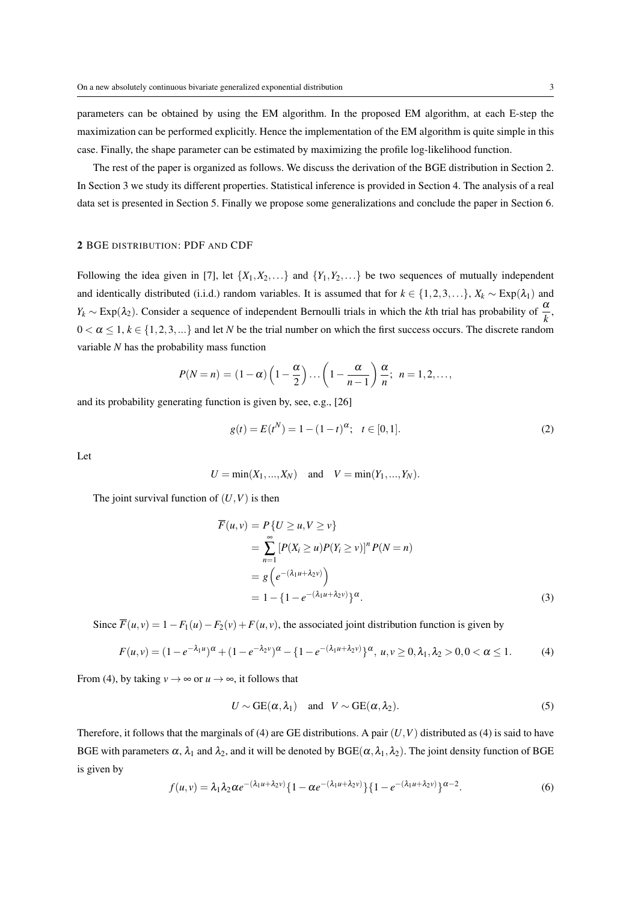parameters can be obtained by using the EM algorithm. In the proposed EM algorithm, at each E-step the maximization can be performed explicitly. Hence the implementation of the EM algorithm is quite simple in this case. Finally, the shape parameter can be estimated by maximizing the profile log-likelihood function.

The rest of the paper is organized as follows. We discuss the derivation of the BGE distribution in Section 2. In Section 3 we study its different properties. Statistical inference is provided in Section 4. The analysis of a real data set is presented in Section 5. Finally we propose some generalizations and conclude the paper in Section 6.

## 2 BGE DISTRIBUTION: PDF AND CDF

Following the idea given in [7], let $\{X_1, X_2, \ldots\}$ and $\{Y_1, Y_2, \ldots\}$ be two sequences of mutually independent and identically distributed (i.i.d.) random variables. It is assumed that for $k \in \{1, 2, 3, \ldots\}$, $X_k \sim \text{Exp}(\lambda_1)$ and $Y_k \sim \text{Exp}(\lambda_2)$. Consider a sequence of independent Bernoulli trials in which the $k$th trial has probability of $\dfrac{\alpha}{k}$, $0 < \alpha \leq 1$, $k \in \{1, 2, 3, \ldots\}$ and let $N$ be the trial number on which the first success occurs. The discrete random variable $N$ has the probability mass function

$$P(N = n) = (1-\alpha)\left(1 - \frac{\alpha}{2}\right)\ldots\left(1 - \frac{\alpha}{n-1}\right)\frac{\alpha}{n}; \;\; n = 1, 2, \ldots,$$

and its probability generating function is given by, see, e.g., [26]

$$g(t) = E(t^N) = 1 - (1-t)^{\alpha}; \quad t \in [0, 1]. \tag{2}$$

Let

$$U = \min(X_1, \ldots, X_N) \quad \text{and} \quad V = \min(Y_1, \ldots, Y_N).$$

The joint survival function of $(U, V)$ is then

$$\begin{aligned}
\overline{F}(u, v) &= P\{U \geq u, V \geq v\} \\
&= \sum_{n=1}^{\infty} [P(X_i \geq u) P(Y_i \geq v)]^n P(N = n) \\
&= g\left(e^{-(\lambda_1 u + \lambda_2 v)}\right) \\
&= 1 - \{1 - e^{-(\lambda_1 u + \lambda_2 v)}\}^{\alpha}.
\end{aligned} \tag{3}$$

Since $\overline{F}(u, v) = 1 - F_1(u) - F_2(v) + F(u, v)$, the associated joint distribution function is given by

$$F(u, v) = (1 - e^{-\lambda_1 u})^{\alpha} + (1 - e^{-\lambda_2 v})^{\alpha} - \{1 - e^{-(\lambda_1 u + \lambda_2 v)}\}^{\alpha}, \; u, v \geq 0, \lambda_1, \lambda_2 > 0, 0 < \alpha \leq 1. \tag{4}$$

From (4), by taking $v \to \infty$ or $u \to \infty$, it follows that

$$U \sim \text{GE}(\alpha, \lambda_1) \quad \text{and} \quad V \sim \text{GE}(\alpha, \lambda_2). \tag{5}$$

Therefore, it follows that the marginals of (4) are GE distributions. A pair $(U, V)$ distributed as (4) is said to have BGE with parameters $\alpha$, $\lambda_1$ and $\lambda_2$, and it will be denoted by $\text{BGE}(\alpha, \lambda_1, \lambda_2)$. The joint density function of BGE is given by

$$f(u, v) = \lambda_1 \lambda_2 \alpha e^{-(\lambda_1 u + \lambda_2 v)} \{1 - \alpha e^{-(\lambda_1 u + \lambda_2 v)}\} \{1 - e^{-(\lambda_1 u + \lambda_2 v)}\}^{\alpha - 2}. \tag{6}$$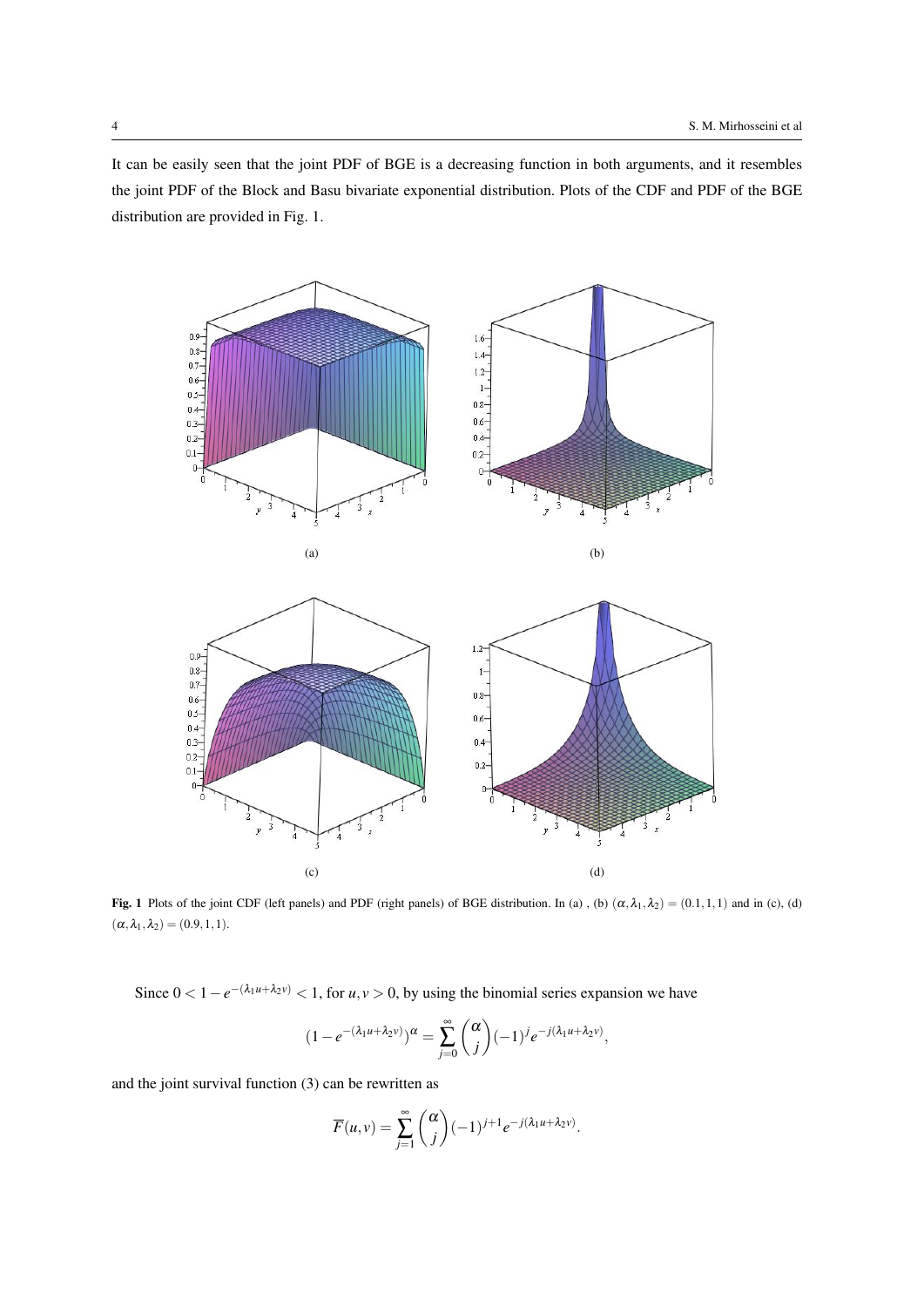It can be easily seen that the joint PDF of BGE is a decreasing function in both arguments, and it resembles the joint PDF of the Block and Basu bivariate exponential distribution. Plots of the CDF and PDF of the BGE distribution are provided in Fig. 1.

(a)

(b)

(c)

(d)

**Fig. 1** Plots of the joint CDF (left panels) and PDF (right panels) of BGE distribution. In (a) , (b) $(\alpha, \lambda_1, \lambda_2) = (0.1, 1, 1)$ and in (c), (d) $(\alpha, \lambda_1, \lambda_2) = (0.9, 1, 1)$.

Since $0 < 1 - e^{-(\lambda_1 u + \lambda_2 v)} < 1$, for $u, v > 0$, by using the binomial series expansion we have

$$(1 - e^{-(\lambda_1 u + \lambda_2 v)})^{\alpha} = \sum_{j=0}^{\infty} \binom{\alpha}{j} (-1)^j e^{-j(\lambda_1 u + \lambda_2 v)},$$

and the joint survival function (3) can be rewritten as

$$\overline{F}(u, v) = \sum_{j=1}^{\infty} \binom{\alpha}{j} (-1)^{j+1} e^{-j(\lambda_1 u + \lambda_2 v)}.$$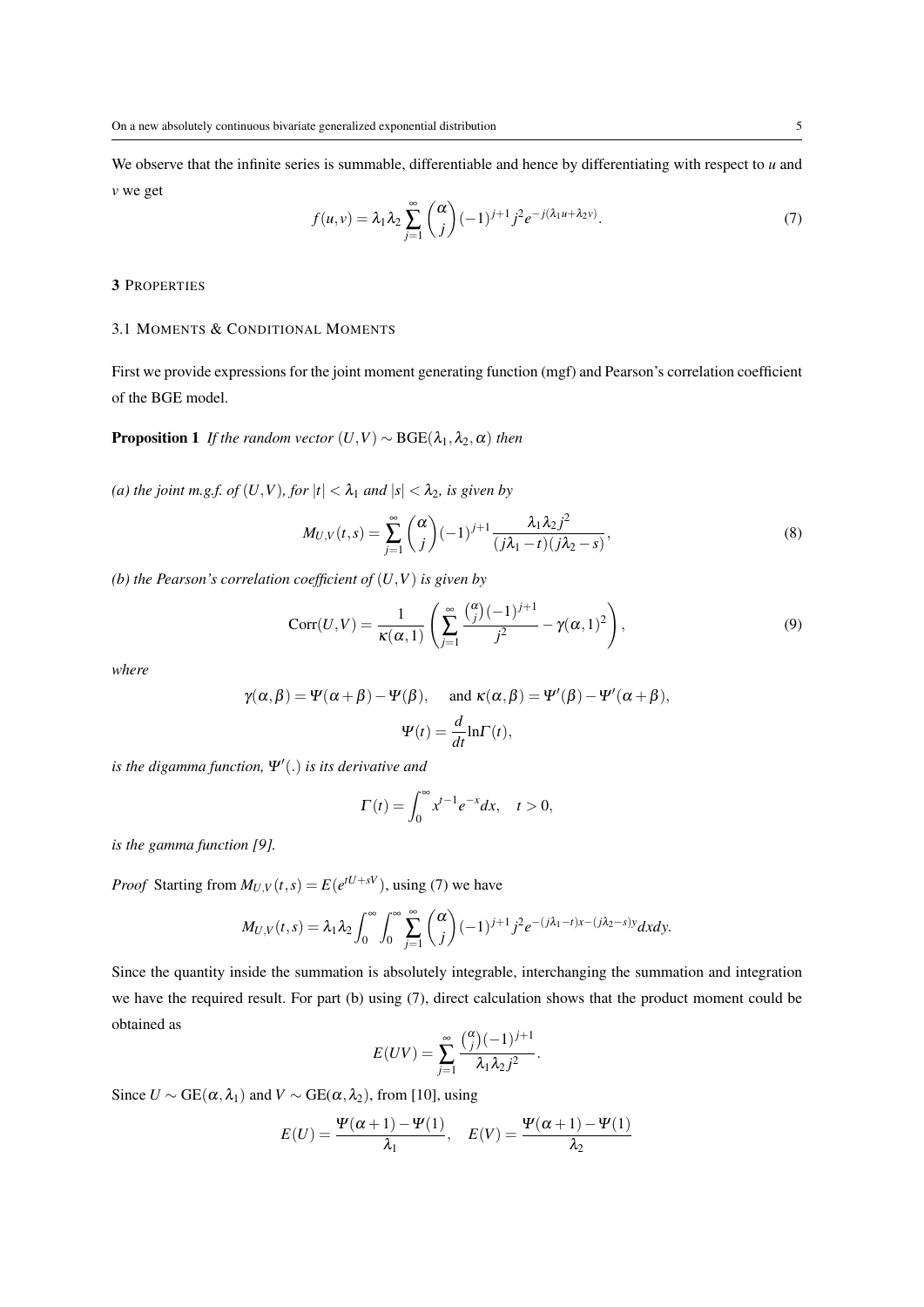We observe that the infinite series is summable, differentiable and hence by differentiating with respect to $u$ and $v$ we get

$$f(u,v) = \lambda_1 \lambda_2 \sum_{j=1}^{\infty} \binom{\alpha}{j} (-1)^{j+1} j^2 e^{-j(\lambda_1 u + \lambda_2 v)}. \tag{7}$$

## 3 Properties

### 3.1 Moments & Conditional Moments

First we provide expressions for the joint moment generating function (mgf) and Pearson's correlation coefficient of the BGE model.

**Proposition 1** *If the random vector $(U,V) \sim \mathrm{BGE}(\lambda_1, \lambda_2, \alpha)$ then*

*(a) the joint m.g.f. of $(U,V)$, for $|t| < \lambda_1$ and $|s| < \lambda_2$, is given by*

$$M_{U,V}(t,s) = \sum_{j=1}^{\infty} \binom{\alpha}{j} (-1)^{j+1} \frac{\lambda_1 \lambda_2 j^2}{(j\lambda_1 - t)(j\lambda_2 - s)}, \tag{8}$$

*(b) the Pearson's correlation coefficient of $(U,V)$ is given by*

$$\mathrm{Corr}(U,V) = \frac{1}{\kappa(\alpha,1)} \left( \sum_{j=1}^{\infty} \frac{\binom{\alpha}{j}(-1)^{j+1}}{j^2} - \gamma(\alpha,1)^2 \right), \tag{9}$$

*where*

$$\gamma(\alpha,\beta) = \Psi(\alpha+\beta) - \Psi(\beta), \quad \text{and } \kappa(\alpha,\beta) = \Psi'(\beta) - \Psi'(\alpha+\beta),$$
$$\Psi(t) = \frac{d}{dt} \ln \Gamma(t),$$

*is the digamma function, $\Psi'(.)$ is its derivative and*

$$\Gamma(t) = \int_0^{\infty} x^{t-1} e^{-x} dx, \quad t > 0,$$

*is the gamma function [9].*

*Proof* Starting from $M_{U,V}(t,s) = E(e^{tU+sV})$, using (7) we have

$$M_{U,V}(t,s) = \lambda_1 \lambda_2 \int_0^{\infty} \int_0^{\infty} \sum_{j=1}^{\infty} \binom{\alpha}{j} (-1)^{j+1} j^2 e^{-(j\lambda_1 - t)x - (j\lambda_2 - s)y} dx dy.$$

Since the quantity inside the summation is absolutely integrable, interchanging the summation and integration we have the required result. For part (b) using (7), direct calculation shows that the product moment could be obtained as

$$E(UV) = \sum_{j=1}^{\infty} \frac{\binom{\alpha}{j}(-1)^{j+1}}{\lambda_1 \lambda_2 j^2}.$$

Since $U \sim \mathrm{GE}(\alpha, \lambda_1)$ and $V \sim \mathrm{GE}(\alpha, \lambda_2)$, from [10], using

$$E(U) = \frac{\Psi(\alpha+1) - \Psi(1)}{\lambda_1}, \quad E(V) = \frac{\Psi(\alpha+1) - \Psi(1)}{\lambda_2}$$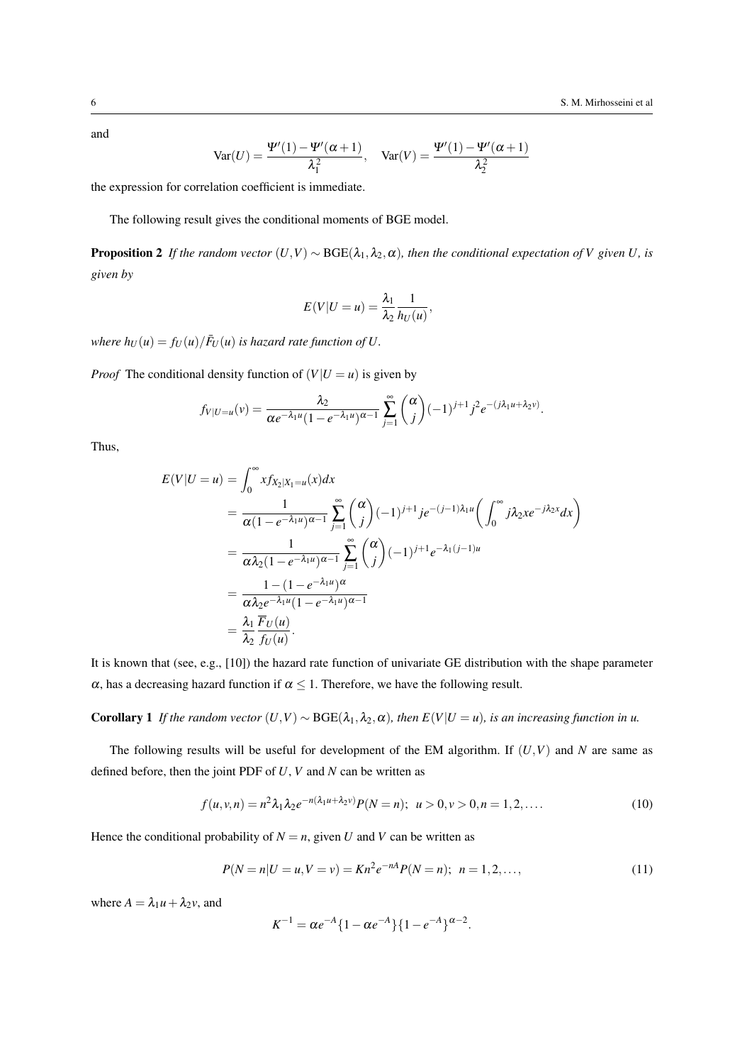and

$$\text{Var}(U) = \frac{\Psi'(1) - \Psi'(\alpha+1)}{\lambda_1^2}, \quad \text{Var}(V) = \frac{\Psi'(1) - \Psi'(\alpha+1)}{\lambda_2^2}$$

the expression for correlation coefficient is immediate.

The following result gives the conditional moments of BGE model.

**Proposition 2** *If the random vector $(U,V) \sim \text{BGE}(\lambda_1, \lambda_2, \alpha)$, then the conditional expectation of $V$ given $U$, is given by*

$$E(V|U=u) = \frac{\lambda_1}{\lambda_2} \frac{1}{h_U(u)},$$

*where $h_U(u) = f_U(u)/\bar{F}_U(u)$ is hazard rate function of $U$.*

*Proof* The conditional density function of $(V|U=u)$ is given by

$$f_{V|U=u}(v) = \frac{\lambda_2}{\alpha e^{-\lambda_1 u}(1-e^{-\lambda_1 u})^{\alpha-1}} \sum_{j=1}^{\infty} \binom{\alpha}{j} (-1)^{j+1} j^2 e^{-(j\lambda_1 u + \lambda_2 v)}.$$

Thus,

$$\begin{aligned}
E(V|U=u) &= \int_0^{\infty} x f_{X_2|X_1=u}(x) dx \\
&= \frac{1}{\alpha(1-e^{-\lambda_1 u})^{\alpha-1}} \sum_{j=1}^{\infty} \binom{\alpha}{j} (-1)^{j+1} j e^{-(j-1)\lambda_1 u} \left( \int_0^{\infty} j\lambda_2 x e^{-j\lambda_2 x} dx \right) \\
&= \frac{1}{\alpha\lambda_2(1-e^{-\lambda_1 u})^{\alpha-1}} \sum_{j=1}^{\infty} \binom{\alpha}{j} (-1)^{j+1} e^{-\lambda_1 (j-1) u} \\
&= \frac{1-(1-e^{-\lambda_1 u})^{\alpha}}{\alpha\lambda_2 e^{-\lambda_1 u}(1-e^{-\lambda_1 u})^{\alpha-1}} \\
&= \frac{\lambda_1}{\lambda_2} \frac{\overline{F}_U(u)}{f_U(u)}.
\end{aligned}$$

It is known that (see, e.g., [10]) the hazard rate function of univariate GE distribution with the shape parameter $\alpha$, has a decreasing hazard function if $\alpha \le 1$. Therefore, we have the following result.

**Corollary 1** *If the random vector $(U,V) \sim \text{BGE}(\lambda_1, \lambda_2, \alpha)$, then $E(V|U=u)$, is an increasing function in u.*

The following results will be useful for development of the EM algorithm. If $(U,V)$ and $N$ are same as defined before, then the joint PDF of $U$, $V$ and $N$ can be written as

$$f(u,v,n) = n^2 \lambda_1 \lambda_2 e^{-n(\lambda_1 u + \lambda_2 v)} P(N=n); \;\; u > 0, v > 0, n = 1, 2, \ldots. \tag{10}$$

Hence the conditional probability of $N = n$, given $U$ and $V$ can be written as

$$P(N=n|U=u, V=v) = K n^2 e^{-nA} P(N=n); \;\; n = 1, 2, \ldots, \tag{11}$$

where $A = \lambda_1 u + \lambda_2 v$, and

$$K^{-1} = \alpha e^{-A}\{1 - \alpha e^{-A}\}\{1 - e^{-A}\}^{\alpha-2}.$$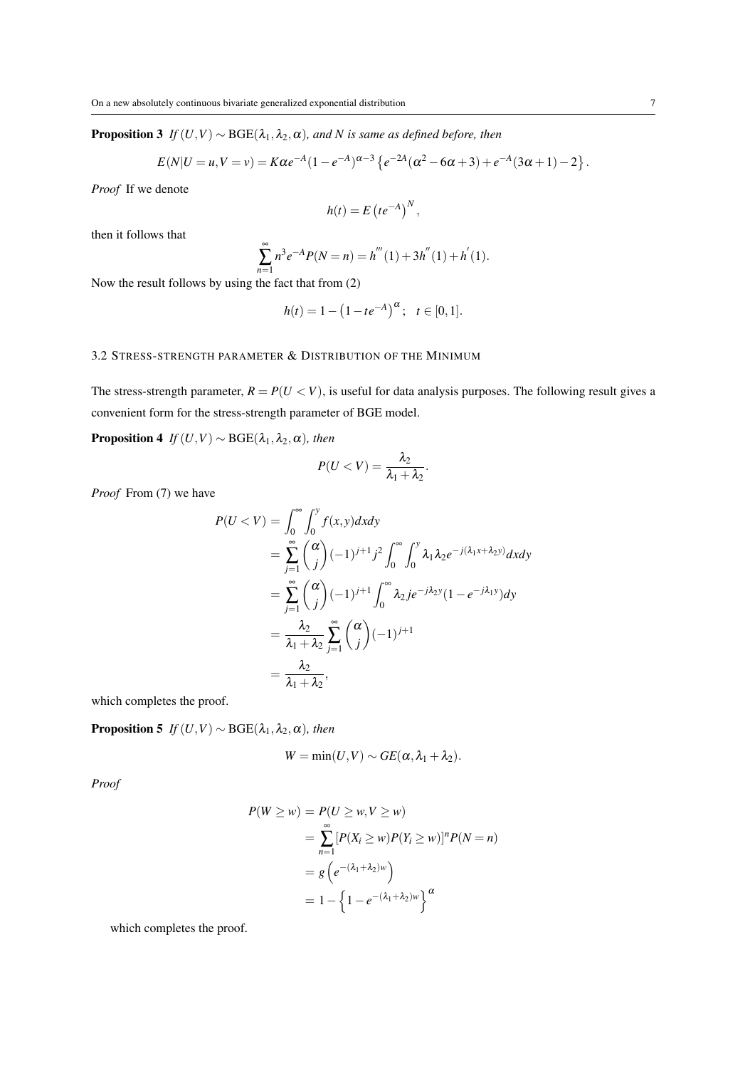**Proposition 3** *If $(U,V) \sim \text{BGE}(\lambda_1, \lambda_2, \alpha)$, and $N$ is same as defined before, then*

$$E(N|U=u, V=v) = K\alpha e^{-A}(1-e^{-A})^{\alpha-3}\left\{e^{-2A}(\alpha^2 - 6\alpha + 3) + e^{-A}(3\alpha + 1) - 2\right\}.$$

*Proof* If we denote

$$h(t) = E\left(te^{-A}\right)^N,$$

then it follows that

$$\sum_{n=1}^{\infty} n^3 e^{-A} P(N=n) = h^{'''}(1) + 3h^{''}(1) + h^{'}(1).$$

Now the result follows by using the fact that from (2)

$$h(t) = 1 - \left(1 - te^{-A}\right)^{\alpha}; \quad t \in [0,1].$$

### 3.2 Stress-strength parameter & Distribution of the Minimum

The stress-strength parameter, $R = P(U < V)$, is useful for data analysis purposes. The following result gives a convenient form for the stress-strength parameter of BGE model.

**Proposition 4** *If $(U,V) \sim \text{BGE}(\lambda_1, \lambda_2, \alpha)$, then*

$$P(U < V) = \frac{\lambda_2}{\lambda_1 + \lambda_2}.$$

*Proof* From (7) we have

$$\begin{aligned}
P(U < V) &= \int_0^{\infty} \int_0^{y} f(x,y)dxdy \\
&= \sum_{j=1}^{\infty} \binom{\alpha}{j} (-1)^{j+1} j^2 \int_0^{\infty} \int_0^{y} \lambda_1 \lambda_2 e^{-j(\lambda_1 x + \lambda_2 y)} dxdy \\
&= \sum_{j=1}^{\infty} \binom{\alpha}{j} (-1)^{j+1} \int_0^{\infty} \lambda_2 j e^{-j\lambda_2 y}(1 - e^{-j\lambda_1 y})dy \\
&= \frac{\lambda_2}{\lambda_1 + \lambda_2} \sum_{j=1}^{\infty} \binom{\alpha}{j} (-1)^{j+1} \\
&= \frac{\lambda_2}{\lambda_1 + \lambda_2},
\end{aligned}$$

which completes the proof.

**Proposition 5** *If $(U,V) \sim \text{BGE}(\lambda_1, \lambda_2, \alpha)$, then*

$$W = \min(U,V) \sim GE(\alpha, \lambda_1 + \lambda_2).$$

*Proof*

$$\begin{aligned}
P(W \geq w) &= P(U \geq w, V \geq w) \\
&= \sum_{n=1}^{\infty} [P(X_i \geq w) P(Y_i \geq w)]^n P(N=n) \\
&= g\left(e^{-(\lambda_1 + \lambda_2)w}\right) \\
&= 1 - \left\{1 - e^{-(\lambda_1 + \lambda_2)w}\right\}^{\alpha}
\end{aligned}$$

which completes the proof.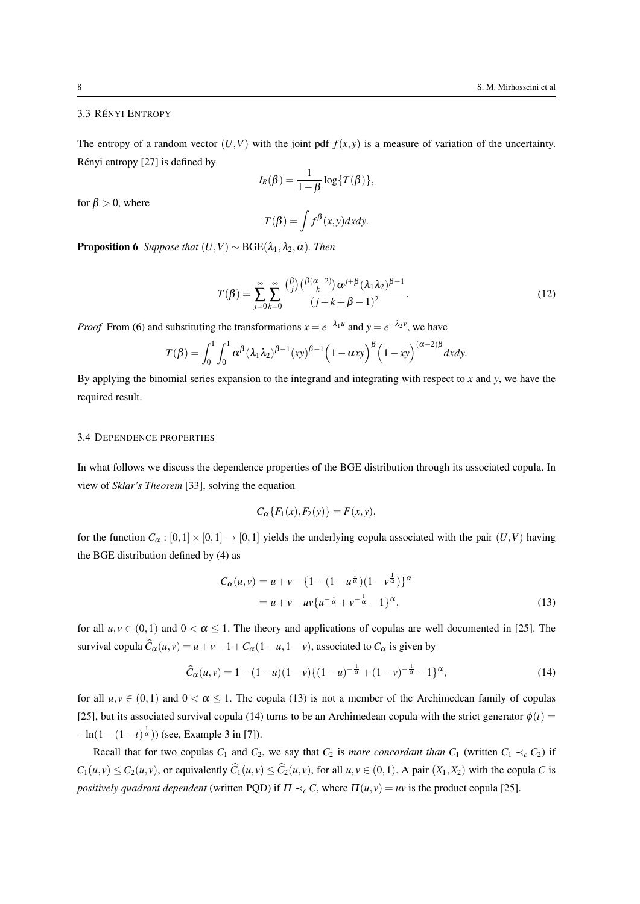### 3.3 RÉNYI ENTROPY

The entropy of a random vector $(U,V)$ with the joint pdf $f(x,y)$ is a measure of variation of the uncertainty. Rényi entropy [27] is defined by

$$I_R(\beta) = \frac{1}{1-\beta}\log\{T(\beta)\},$$

for $\beta > 0$, where

$$T(\beta) = \int f^{\beta}(x,y)dxdy.$$

**Proposition 6** *Suppose that $(U,V) \sim \mathrm{BGE}(\lambda_1,\lambda_2,\alpha)$. Then*

$$T(\beta) = \sum_{j=0}^{\infty}\sum_{k=0}^{\infty} \frac{\binom{\beta}{j}\binom{\beta(\alpha-2)}{k}\alpha^{j+\beta}(\lambda_1\lambda_2)^{\beta-1}}{(j+k+\beta-1)^2}. \tag{12}$$

*Proof* From (6) and substituting the transformations $x = e^{-\lambda_1 u}$ and $y = e^{-\lambda_2 v}$, we have

$$T(\beta) = \int_0^1\int_0^1 \alpha^{\beta}(\lambda_1\lambda_2)^{\beta-1}(xy)^{\beta-1}\Big(1-\alpha xy\Big)^{\beta}\Big(1-xy\Big)^{(\alpha-2)\beta}dxdy.$$

By applying the binomial series expansion to the integrand and integrating with respect to $x$ and $y$, we have the required result.

### 3.4 DEPENDENCE PROPERTIES

In what follows we discuss the dependence properties of the BGE distribution through its associated copula. In view of *Sklar's Theorem* [33], solving the equation

$$C_{\alpha}\{F_1(x),F_2(y)\} = F(x,y),$$

for the function $C_{\alpha} : [0,1]\times[0,1] \to [0,1]$ yields the underlying copula associated with the pair $(U,V)$ having the BGE distribution defined by (4) as

$$\begin{aligned} C_{\alpha}(u,v) &= u+v-\{1-(1-u^{\frac{1}{\alpha}})(1-v^{\frac{1}{\alpha}})\}^{\alpha} \\ &= u+v-uv\{u^{-\frac{1}{\alpha}}+v^{-\frac{1}{\alpha}}-1\}^{\alpha}, \end{aligned} \tag{13}$$

for all $u,v \in (0,1)$ and $0 < \alpha \leq 1$. The theory and applications of copulas are well documented in [25]. The survival copula $\widehat{C}_{\alpha}(u,v) = u+v-1+C_{\alpha}(1-u,1-v)$, associated to $C_{\alpha}$ is given by

$$\widehat{C}_{\alpha}(u,v) = 1-(1-u)(1-v)\{(1-u)^{-\frac{1}{\alpha}}+(1-v)^{-\frac{1}{\alpha}}-1\}^{\alpha}, \tag{14}$$

for all $u,v \in (0,1)$ and $0 < \alpha \leq 1$. The copula (13) is not a member of the Archimedean family of copulas [25], but its associated survival copula (14) turns to be an Archimedean copula with the strict generator $\phi(t) = -\ln(1-(1-t)^{\frac{1}{\alpha}})$ (see, Example 3 in [7]).

Recall that for two copulas $C_1$ and $C_2$, we say that $C_2$ is *more concordant than* $C_1$ (written $C_1 \prec_c C_2$) if $C_1(u,v) \leq C_2(u,v)$, or equivalently $\widehat{C}_1(u,v) \leq \widehat{C}_2(u,v)$, for all $u,v \in (0,1)$. A pair $(X_1,X_2)$ with the copula $C$ is *positively quadrant dependent* (written PQD) if $\Pi \prec_c C$, where $\Pi(u,v) = uv$ is the product copula [25].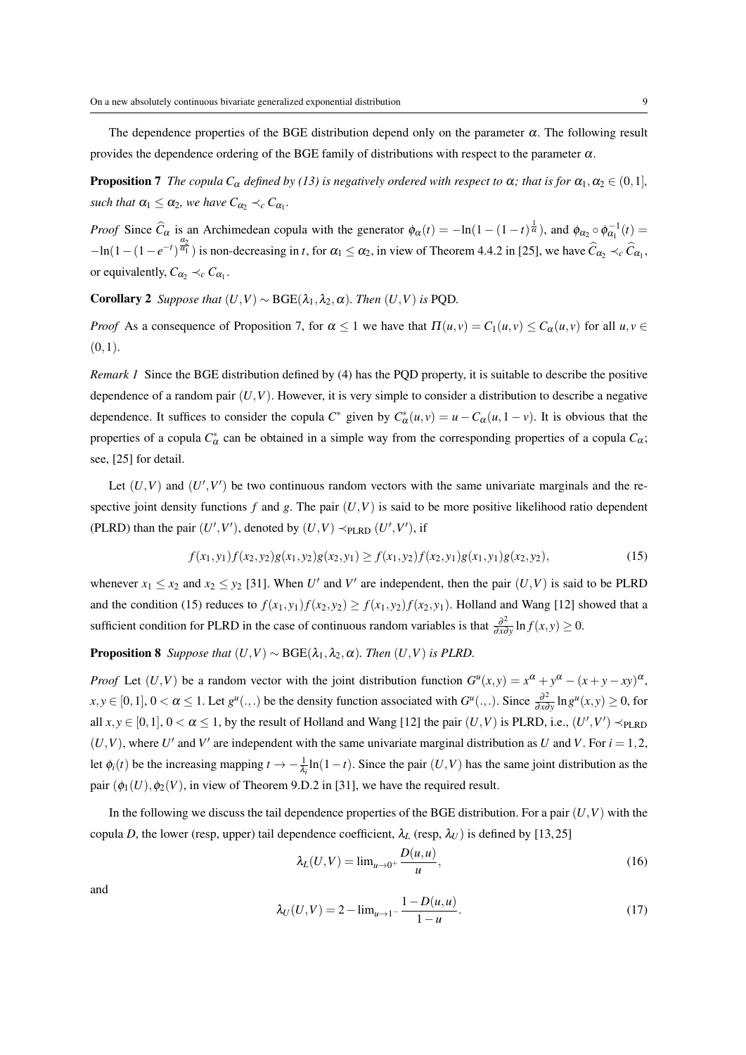The dependence properties of the BGE distribution depend only on the parameter $\alpha$. The following result provides the dependence ordering of the BGE family of distributions with respect to the parameter $\alpha$.

**Proposition 7** *The copula $C_\alpha$ defined by (13) is negatively ordered with respect to $\alpha$; that is for $\alpha_1, \alpha_2 \in (0,1]$, such that $\alpha_1 \leq \alpha_2$, we have $C_{\alpha_2} \prec_c C_{\alpha_1}$.*

*Proof* Since $\widehat{C}_\alpha$ is an Archimedean copula with the generator $\phi_\alpha(t) = -\ln(1-(1-t)^{\frac{1}{\alpha}})$, and $\phi_{\alpha_2} \circ \phi_{\alpha_1}^{-1}(t) = -\ln(1-(1-e^{-t})^{\frac{\alpha_2}{\alpha_1}})$ is non-decreasing in $t$, for $\alpha_1 \leq \alpha_2$, in view of Theorem 4.4.2 in [25], we have $\widehat{C}_{\alpha_2} \prec_c \widehat{C}_{\alpha_1}$, or equivalently, $C_{\alpha_2} \prec_c C_{\alpha_1}$.

**Corollary 2** *Suppose that $(U,V) \sim \mathrm{BGE}(\lambda_1, \lambda_2, \alpha)$. Then $(U,V)$ is PQD.*

*Proof* As a consequence of Proposition 7, for $\alpha \leq 1$ we have that $\Pi(u,v) = C_1(u,v) \leq C_\alpha(u,v)$ for all $u, v \in (0,1)$.

*Remark 1* Since the BGE distribution defined by (4) has the PQD property, it is suitable to describe the positive dependence of a random pair $(U,V)$. However, it is very simple to consider a distribution to describe a negative dependence. It suffices to consider the copula $C^*$ given by $C^*_\alpha(u,v) = u - C_\alpha(u, 1-v)$. It is obvious that the properties of a copula $C^*_\alpha$ can be obtained in a simple way from the corresponding properties of a copula $C_\alpha$; see, [25] for detail.

Let $(U,V)$ and $(U',V')$ be two continuous random vectors with the same univariate marginals and the respective joint density functions $f$ and $g$. The pair $(U,V)$ is said to be more positive likelihood ratio dependent (PLRD) than the pair $(U',V')$, denoted by $(U,V) \prec_{\mathrm{PLRD}} (U',V')$, if

$$f(x_1,y_1)f(x_2,y_2)g(x_1,y_2)g(x_2,y_1) \geq f(x_1,y_2)f(x_2,y_1)g(x_1,y_1)g(x_2,y_2), \tag{15}$$

whenever $x_1 \leq x_2$ and $x_2 \leq y_2$ [31]. When $U'$ and $V'$ are independent, then the pair $(U,V)$ is said to be PLRD and the condition (15) reduces to $f(x_1,y_1)f(x_2,y_2) \geq f(x_1,y_2)f(x_2,y_1)$. Holland and Wang [12] showed that a sufficient condition for PLRD in the case of continuous random variables is that $\frac{\partial^2}{\partial x \partial y} \ln f(x,y) \geq 0$.

**Proposition 8** *Suppose that $(U,V) \sim \mathrm{BGE}(\lambda_1, \lambda_2, \alpha)$. Then $(U,V)$ is PLRD.*

*Proof* Let $(U,V)$ be a random vector with the joint distribution function $G^u(x,y) = x^\alpha + y^\alpha - (x+y-xy)^\alpha$, $x, y \in [0,1]$, $0 < \alpha \leq 1$. Let $g^u(.,.)$ be the density function associated with $G^u(.,.)$. Since $\frac{\partial^2}{\partial x \partial y} \ln g^u(x,y) \geq 0$, for all $x, y \in [0,1]$, $0 < \alpha \leq 1$, by the result of Holland and Wang [12] the pair $(U,V)$ is PLRD, i.e., $(U',V') \prec_{\mathrm{PLRD}} (U,V)$, where $U'$ and $V'$ are independent with the same univariate marginal distribution as $U$ and $V$. For $i = 1,2$, let $\phi_i(t)$ be the increasing mapping $t \to -\frac{1}{\lambda_i}\ln(1-t)$. Since the pair $(U,V)$ has the same joint distribution as the pair $(\phi_1(U), \phi_2(V))$, in view of Theorem 9.D.2 in [31], we have the required result.

In the following we discuss the tail dependence properties of the BGE distribution. For a pair $(U,V)$ with the copula $D$, the lower (resp, upper) tail dependence coefficient, $\lambda_L$ (resp, $\lambda_U$) is defined by [13,25]

$$\lambda_L(U,V) = \lim_{u \to 0^+} \frac{D(u,u)}{u}, \tag{16}$$

and

$$\lambda_U(U,V) = 2 - \lim_{u \to 1^-} \frac{1 - D(u,u)}{1-u}. \tag{17}$$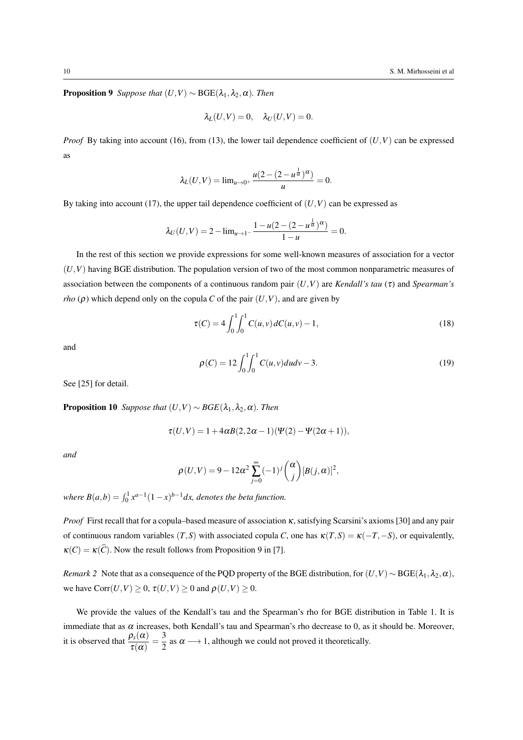**Proposition 9** *Suppose that* $(U,V) \sim \mathrm{BGE}(\lambda_1, \lambda_2, \alpha)$. *Then*

$$\lambda_L(U,V) = 0, \quad \lambda_U(U,V) = 0.$$

*Proof* By taking into account (16), from (13), the lower tail dependence coefficient of $(U,V)$ can be expressed as

$$\lambda_L(U,V) = \lim_{u \to 0^+} \frac{u(2-(2-u^{\frac{1}{\alpha}})^{\alpha})}{u} = 0.$$

By taking into account (17), the upper tail dependence coefficient of $(U,V)$ can be expressed as

$$\lambda_U(U,V) = 2 - \lim_{u \to 1^-} \frac{1-u(2-(2-u^{\frac{1}{\alpha}})^{\alpha})}{1-u} = 0.$$

In the rest of this section we provide expressions for some well-known measures of association for a vector $(U,V)$ having BGE distribution. The population version of two of the most common nonparametric measures of association between the components of a continuous random pair $(U,V)$ are *Kendall's tau* ($\tau$) and *Spearman's rho* ($\rho$) which depend only on the copula $C$ of the pair $(U,V)$, and are given by

$$\tau(C) = 4\int_0^1\int_0^1 C(u,v)\,dC(u,v) - 1, \tag{18}$$

and

$$\rho(C) = 12\int_0^1\int_0^1 C(u,v)dudv - 3. \tag{19}$$

See [25] for detail.

**Proposition 10** *Suppose that* $(U,V) \sim BGE(\lambda_1, \lambda_2, \alpha)$. *Then*

$$\tau(U,V) = 1 + 4\alpha B(2, 2\alpha - 1)(\Psi(2) - \Psi(2\alpha + 1)),$$

*and*

$$\rho(U,V) = 9 - 12\alpha^2 \sum_{j=0}^{\infty} (-1)^j \binom{\alpha}{j} [B(j,\alpha)]^2,$$

*where* $B(a,b) = \int_0^1 x^{a-1}(1-x)^{b-1}dx$*, denotes the beta function.*

*Proof* First recall that for a copula–based measure of association $\kappa$, satisfying Scarsini's axioms [30] and any pair of continuous random variables $(T,S)$ with associated copula $C$, one has $\kappa(T,S) = \kappa(-T,-S)$, or equivalently, $\kappa(C) = \kappa(\widehat{C})$. Now the result follows from Proposition 9 in [7].

*Remark 2* Note that as a consequence of the PQD property of the BGE distribution, for $(U,V) \sim \mathrm{BGE}(\lambda_1, \lambda_2, \alpha)$, we have $\mathrm{Corr}(U,V) \geq 0$, $\tau(U,V) \geq 0$ and $\rho(U,V) \geq 0$.

We provide the values of the Kendall's tau and the Spearman's rho for BGE distribution in Table 1. It is immediate that as $\alpha$ increases, both Kendall's tau and Spearman's rho decrease to 0, as it should be. Moreover, it is observed that $\dfrac{\rho_s(\alpha)}{\tau(\alpha)} = \dfrac{3}{2}$ as $\alpha \longrightarrow 1$, although we could not proved it theoretically.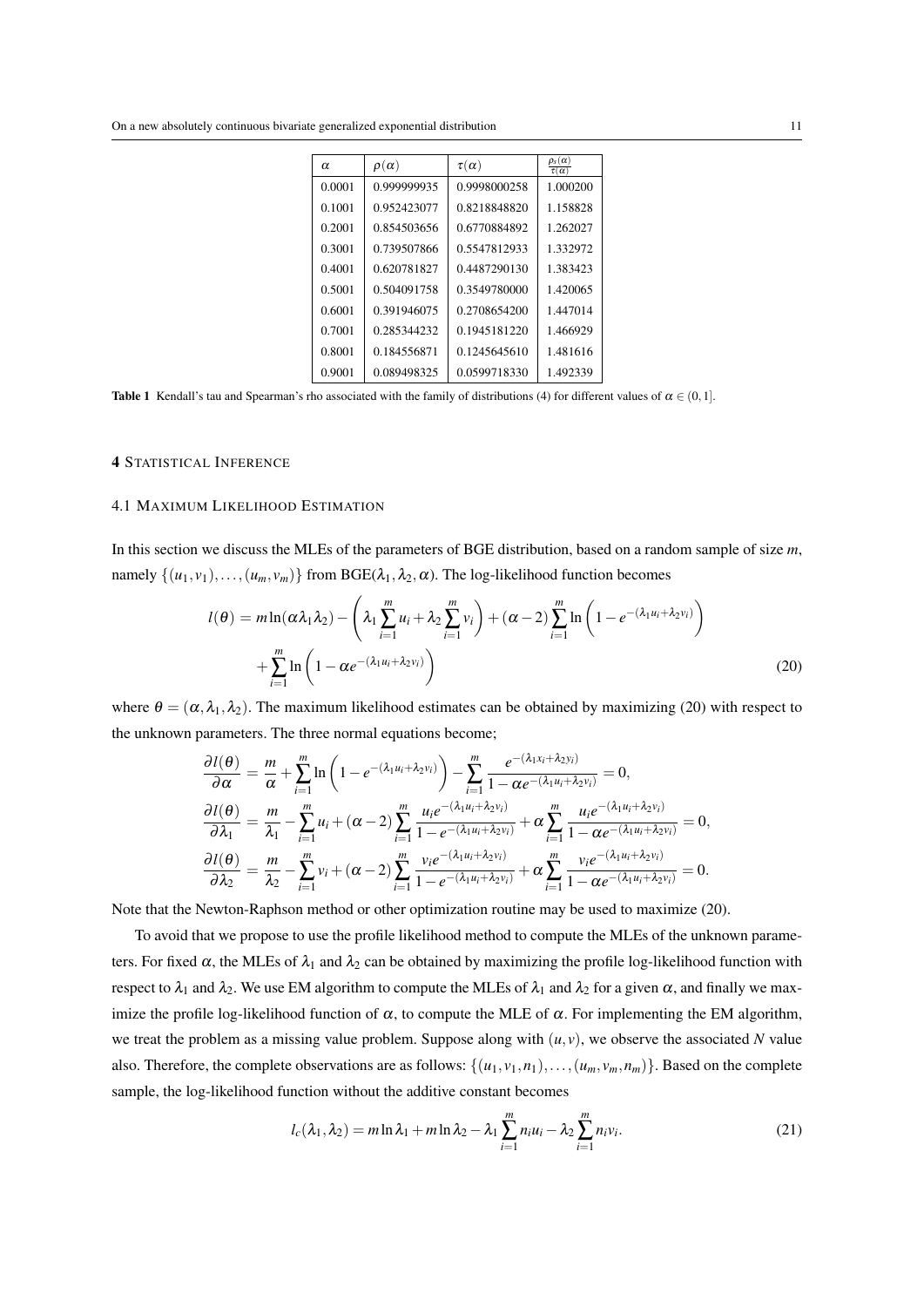| $\alpha$ | $\rho(\alpha)$ | $\tau(\alpha)$ | $\frac{\rho_s(\alpha)}{\tau(\alpha)}$ |
|---|---|---|---|
| 0.0001 | 0.999999935 | 0.9998000258 | 1.000200 |
| 0.1001 | 0.952423077 | 0.8218848820 | 1.158828 |
| 0.2001 | 0.854503656 | 0.6770884892 | 1.262027 |
| 0.3001 | 0.739507866 | 0.5547812933 | 1.332972 |
| 0.4001 | 0.620781827 | 0.4487290130 | 1.383423 |
| 0.5001 | 0.504091758 | 0.3549780000 | 1.420065 |
| 0.6001 | 0.391946075 | 0.2708654200 | 1.447014 |
| 0.7001 | 0.285344232 | 0.1945181220 | 1.466929 |
| 0.8001 | 0.184556871 | 0.1245645610 | 1.481616 |
| 0.9001 | 0.089498325 | 0.0599718330 | 1.492339 |

**Table 1** Kendall's tau and Spearman's rho associated with the family of distributions (4) for different values of $\alpha \in (0,1]$.

## 4 Statistical Inference

### 4.1 Maximum Likelihood Estimation

In this section we discuss the MLEs of the parameters of BGE distribution, based on a random sample of size $m$, namely $\{(u_1,v_1),\ldots,(u_m,v_m)\}$ from BGE$(\lambda_1,\lambda_2,\alpha)$. The log-likelihood function becomes

$$l(\theta) = m\ln(\alpha\lambda_1\lambda_2) - \left(\lambda_1\sum_{i=1}^{m}u_i + \lambda_2\sum_{i=1}^{m}v_i\right) + (\alpha-2)\sum_{i=1}^{m}\ln\left(1-e^{-(\lambda_1 u_i+\lambda_2 v_i)}\right) + \sum_{i=1}^{m}\ln\left(1-\alpha e^{-(\lambda_1 u_i+\lambda_2 v_i)}\right) \tag{20}$$

where $\theta = (\alpha,\lambda_1,\lambda_2)$. The maximum likelihood estimates can be obtained by maximizing (20) with respect to the unknown parameters. The three normal equations become;

$$\frac{\partial l(\theta)}{\partial \alpha} = \frac{m}{\alpha} + \sum_{i=1}^{m}\ln\left(1-e^{-(\lambda_1 u_i+\lambda_2 v_i)}\right) - \sum_{i=1}^{m}\frac{e^{-(\lambda_1 x_i+\lambda_2 y_i)}}{1-\alpha e^{-(\lambda_1 u_i+\lambda_2 v_i)}} = 0,$$

$$\frac{\partial l(\theta)}{\partial \lambda_1} = \frac{m}{\lambda_1} - \sum_{i=1}^{m}u_i + (\alpha-2)\sum_{i=1}^{m}\frac{u_i e^{-(\lambda_1 u_i+\lambda_2 v_i)}}{1-e^{-(\lambda_1 u_i+\lambda_2 v_i)}} + \alpha\sum_{i=1}^{m}\frac{u_i e^{-(\lambda_1 u_i+\lambda_2 v_i)}}{1-\alpha e^{-(\lambda_1 u_i+\lambda_2 v_i)}} = 0,$$

$$\frac{\partial l(\theta)}{\partial \lambda_2} = \frac{m}{\lambda_2} - \sum_{i=1}^{m}v_i + (\alpha-2)\sum_{i=1}^{m}\frac{v_i e^{-(\lambda_1 u_i+\lambda_2 v_i)}}{1-e^{-(\lambda_1 u_i+\lambda_2 v_i)}} + \alpha\sum_{i=1}^{m}\frac{v_i e^{-(\lambda_1 u_i+\lambda_2 v_i)}}{1-\alpha e^{-(\lambda_1 u_i+\lambda_2 v_i)}} = 0.$$

Note that the Newton-Raphson method or other optimization routine may be used to maximize (20).

To avoid that we propose to use the profile likelihood method to compute the MLEs of the unknown parameters. For fixed $\alpha$, the MLEs of $\lambda_1$ and $\lambda_2$ can be obtained by maximizing the profile log-likelihood function with respect to $\lambda_1$ and $\lambda_2$. We use EM algorithm to compute the MLEs of $\lambda_1$ and $\lambda_2$ for a given $\alpha$, and finally we maximize the profile log-likelihood function of $\alpha$, to compute the MLE of $\alpha$. For implementing the EM algorithm, we treat the problem as a missing value problem. Suppose along with $(u,v)$, we observe the associated $N$ value also. Therefore, the complete observations are as follows: $\{(u_1,v_1,n_1),\ldots,(u_m,v_m,n_m)\}$. Based on the complete sample, the log-likelihood function without the additive constant becomes

$$l_c(\lambda_1,\lambda_2) = m\ln\lambda_1 + m\ln\lambda_2 - \lambda_1\sum_{i=1}^{m}n_i u_i - \lambda_2\sum_{i=1}^{m}n_i v_i. \tag{21}$$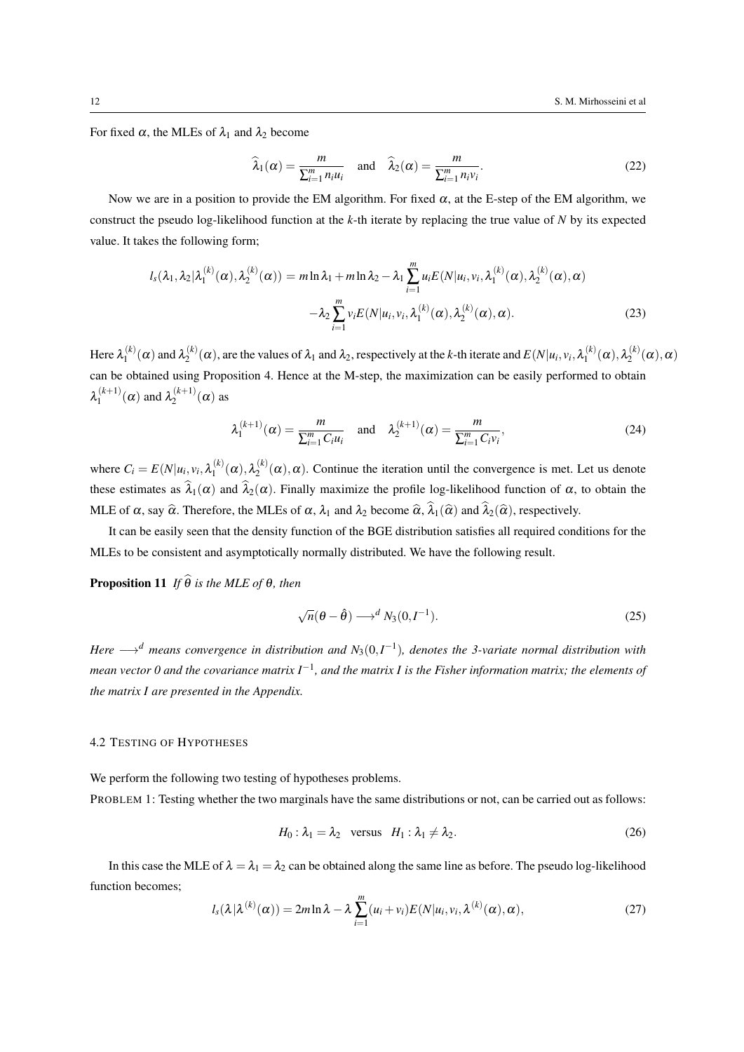For fixed $\alpha$, the MLEs of $\lambda_1$ and $\lambda_2$ become

$$\widehat{\lambda}_1(\alpha) = \frac{m}{\sum_{i=1}^m n_i u_i} \quad \text{and} \quad \widehat{\lambda}_2(\alpha) = \frac{m}{\sum_{i=1}^m n_i v_i}. \tag{22}$$

Now we are in a position to provide the EM algorithm. For fixed $\alpha$, at the E-step of the EM algorithm, we construct the pseudo log-likelihood function at the $k$-th iterate by replacing the true value of $N$ by its expected value. It takes the following form;

$$\begin{aligned} l_s(\lambda_1, \lambda_2 | \lambda_1^{(k)}(\alpha), \lambda_2^{(k)}(\alpha)) = {} & m \ln \lambda_1 + m \ln \lambda_2 - \lambda_1 \sum_{i=1}^m u_i E(N | u_i, v_i, \lambda_1^{(k)}(\alpha), \lambda_2^{(k)}(\alpha), \alpha) \\ & - \lambda_2 \sum_{i=1}^m v_i E(N | u_i, v_i, \lambda_1^{(k)}(\alpha), \lambda_2^{(k)}(\alpha), \alpha). \end{aligned} \tag{23}$$

Here $\lambda_1^{(k)}(\alpha)$ and $\lambda_2^{(k)}(\alpha)$, are the values of $\lambda_1$ and $\lambda_2$, respectively at the $k$-th iterate and $E(N|u_i, v_i, \lambda_1^{(k)}(\alpha), \lambda_2^{(k)}(\alpha), \alpha)$ can be obtained using Proposition 4. Hence at the M-step, the maximization can be easily performed to obtain $\lambda_1^{(k+1)}(\alpha)$ and $\lambda_2^{(k+1)}(\alpha)$ as

$$\lambda_1^{(k+1)}(\alpha) = \frac{m}{\sum_{i=1}^m C_i u_i} \quad \text{and} \quad \lambda_2^{(k+1)}(\alpha) = \frac{m}{\sum_{i=1}^m C_i v_i}, \tag{24}$$

where $C_i = E(N|u_i, v_i, \lambda_1^{(k)}(\alpha), \lambda_2^{(k)}(\alpha), \alpha)$. Continue the iteration until the convergence is met. Let us denote these estimates as $\widehat{\lambda}_1(\alpha)$ and $\widehat{\lambda}_2(\alpha)$. Finally maximize the profile log-likelihood function of $\alpha$, to obtain the MLE of $\alpha$, say $\widehat{\alpha}$. Therefore, the MLEs of $\alpha$, $\lambda_1$ and $\lambda_2$ become $\widehat{\alpha}$, $\widehat{\lambda}_1(\widehat{\alpha})$ and $\widehat{\lambda}_2(\widehat{\alpha})$, respectively.

It can be easily seen that the density function of the BGE distribution satisfies all required conditions for the MLEs to be consistent and asymptotically normally distributed. We have the following result.

**Proposition 11** *If $\widehat{\theta}$ is the MLE of $\theta$, then*

$$\sqrt{n}(\theta - \hat{\theta}) \longrightarrow^d N_3(0, I^{-1}). \tag{25}$$

*Here $\longrightarrow^d$ means convergence in distribution and $N_3(0, I^{-1})$, denotes the 3-variate normal distribution with mean vector 0 and the covariance matrix $I^{-1}$, and the matrix $I$ is the Fisher information matrix; the elements of the matrix $I$ are presented in the Appendix.*

### 4.2 Testing of Hypotheses

We perform the following two testing of hypotheses problems.

Problem 1: Testing whether the two marginals have the same distributions or not, can be carried out as follows:

$$H_0 : \lambda_1 = \lambda_2 \quad \text{versus} \quad H_1 : \lambda_1 \neq \lambda_2. \tag{26}$$

In this case the MLE of $\lambda = \lambda_1 = \lambda_2$ can be obtained along the same line as before. The pseudo log-likelihood function becomes;

$$l_s(\lambda | \lambda^{(k)}(\alpha)) = 2m \ln \lambda - \lambda \sum_{i=1}^m (u_i + v_i) E(N | u_i, v_i, \lambda^{(k)}(\alpha), \alpha), \tag{27}$$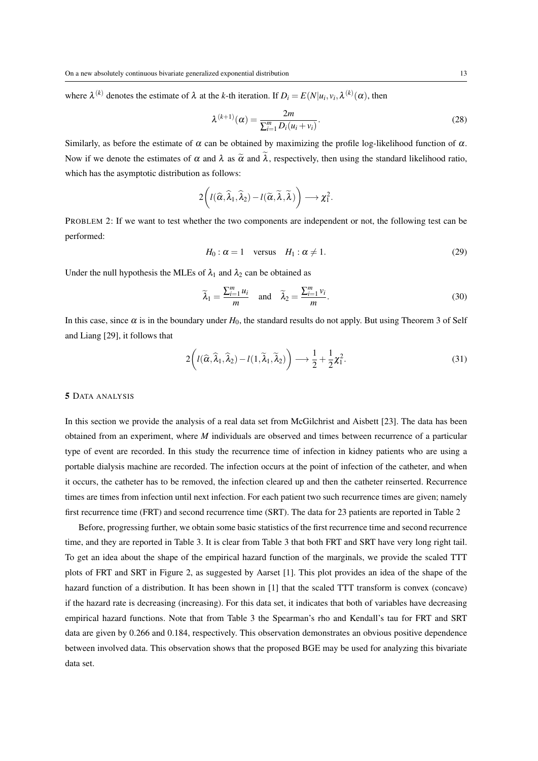where $\lambda^{(k)}$ denotes the estimate of $\lambda$ at the $k$-th iteration. If $D_i = E(N|u_i, v_i, \lambda^{(k)}(\alpha))$, then

$$\lambda^{(k+1)}(\alpha) = \frac{2m}{\sum_{i=1}^{m} D_i(u_i + v_i)}. \tag{28}$$

Similarly, as before the estimate of $\alpha$ can be obtained by maximizing the profile log-likelihood function of $\alpha$. Now if we denote the estimates of $\alpha$ and $\lambda$ as $\widetilde{\alpha}$ and $\widetilde{\lambda}$, respectively, then using the standard likelihood ratio, which has the asymptotic distribution as follows:

$$2\bigg(l(\widehat{\alpha}, \widehat{\lambda}_1, \widehat{\lambda}_2) - l(\widetilde{\alpha}, \widetilde{\lambda}, \widetilde{\lambda})\bigg) \longrightarrow \chi_1^2.$$

PROBLEM 2: If we want to test whether the two components are independent or not, the following test can be performed:

$$H_0 : \alpha = 1 \quad \text{versus} \quad H_1 : \alpha \neq 1. \tag{29}$$

Under the null hypothesis the MLEs of $\lambda_1$ and $\lambda_2$ can be obtained as

$$\widetilde{\lambda}_1 = \frac{\sum_{i=1}^{m} u_i}{m} \quad \text{and} \quad \widetilde{\lambda}_2 = \frac{\sum_{i=1}^{m} v_i}{m}. \tag{30}$$

In this case, since $\alpha$ is in the boundary under $H_0$, the standard results do not apply. But using Theorem 3 of Self and Liang [29], it follows that

$$2\bigg(l(\widehat{\alpha}, \widehat{\lambda}_1, \widehat{\lambda}_2) - l(1, \widetilde{\lambda}_1, \widetilde{\lambda}_2)\bigg) \longrightarrow \frac{1}{2} + \frac{1}{2}\chi_1^2. \tag{31}$$

## 5 DATA ANALYSIS

In this section we provide the analysis of a real data set from McGilchrist and Aisbett [23]. The data has been obtained from an experiment, where $M$ individuals are observed and times between recurrence of a particular type of event are recorded. In this study the recurrence time of infection in kidney patients who are using a portable dialysis machine are recorded. The infection occurs at the point of infection of the catheter, and when it occurs, the catheter has to be removed, the infection cleared up and then the catheter reinserted. Recurrence times are times from infection until next infection. For each patient two such recurrence times are given; namely first recurrence time (FRT) and second recurrence time (SRT). The data for 23 patients are reported in Table 2

Before, progressing further, we obtain some basic statistics of the first recurrence time and second recurrence time, and they are reported in Table 3. It is clear from Table 3 that both FRT and SRT have very long right tail. To get an idea about the shape of the empirical hazard function of the marginals, we provide the scaled TTT plots of FRT and SRT in Figure 2, as suggested by Aarset [1]. This plot provides an idea of the shape of the hazard function of a distribution. It has been shown in [1] that the scaled TTT transform is convex (concave) if the hazard rate is decreasing (increasing). For this data set, it indicates that both of variables have decreasing empirical hazard functions. Note that from Table 3 the Spearman's rho and Kendall's tau for FRT and SRT data are given by 0.266 and 0.184, respectively. This observation demonstrates an obvious positive dependence between involved data. This observation shows that the proposed BGE may be used for analyzing this bivariate data set.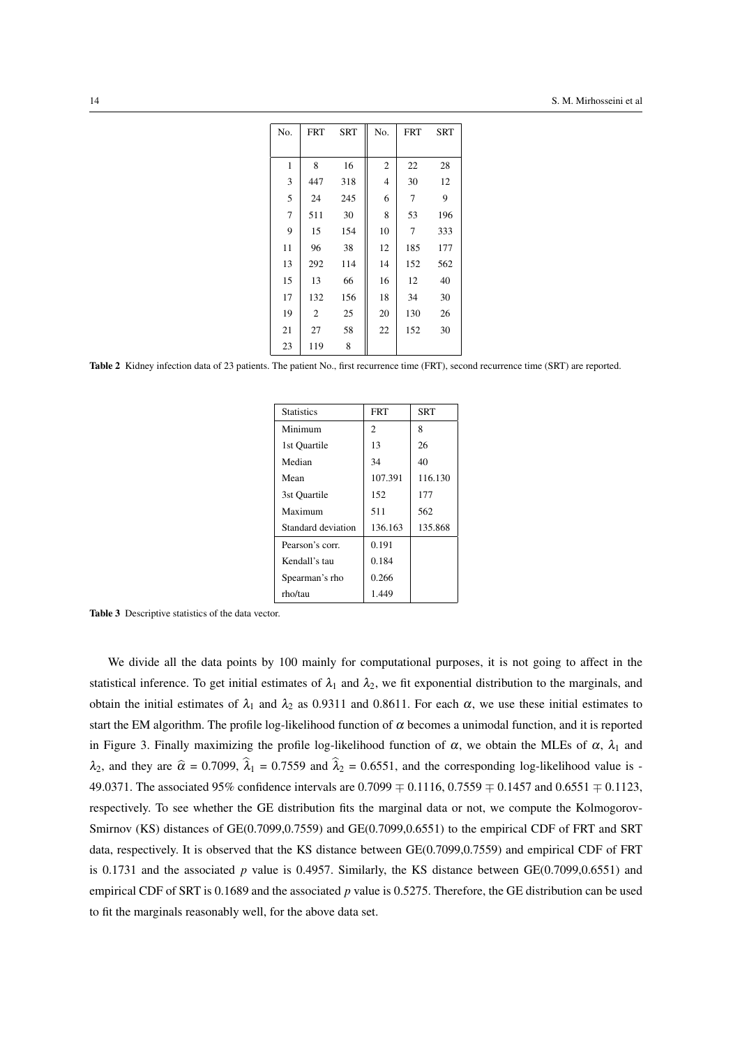| No. | FRT | SRT | No. | FRT | SRT |
|---|---|---|---|---|---|
| 1 | 8 | 16 | 2 | 22 | 28 |
| 3 | 447 | 318 | 4 | 30 | 12 |
| 5 | 24 | 245 | 6 | 7 | 9 |
| 7 | 511 | 30 | 8 | 53 | 196 |
| 9 | 15 | 154 | 10 | 7 | 333 |
| 11 | 96 | 38 | 12 | 185 | 177 |
| 13 | 292 | 114 | 14 | 152 | 562 |
| 15 | 13 | 66 | 16 | 12 | 40 |
| 17 | 132 | 156 | 18 | 34 | 30 |
| 19 | 2 | 25 | 20 | 130 | 26 |
| 21 | 27 | 58 | 22 | 152 | 30 |
| 23 | 119 | 8 | | | |

**Table 2** Kidney infection data of 23 patients. The patient No., first recurrence time (FRT), second recurrence time (SRT) are reported.

| Statistics | FRT | SRT |
|---|---|---|
| Minimum | 2 | 8 |
| 1st Quartile | 13 | 26 |
| Median | 34 | 40 |
| Mean | 107.391 | 116.130 |
| 3st Quartile | 152 | 177 |
| Maximum | 511 | 562 |
| Standard deviation | 136.163 | 135.868 |
| Pearson's corr. | 0.191 | |
| Kendall's tau | 0.184 | |
| Spearman's rho | 0.266 | |
| rho/tau | 1.449 | |

**Table 3** Descriptive statistics of the data vector.

We divide all the data points by 100 mainly for computational purposes, it is not going to affect in the statistical inference. To get initial estimates of $\lambda_1$ and $\lambda_2$, we fit exponential distribution to the marginals, and obtain the initial estimates of $\lambda_1$ and $\lambda_2$ as 0.9311 and 0.8611. For each $\alpha$, we use these initial estimates to start the EM algorithm. The profile log-likelihood function of $\alpha$ becomes a unimodal function, and it is reported in Figure 3. Finally maximizing the profile log-likelihood function of $\alpha$, we obtain the MLEs of $\alpha$, $\lambda_1$ and $\lambda_2$, and they are $\widehat{\alpha} = 0.7099$, $\widehat{\lambda}_1 = 0.7559$ and $\widehat{\lambda}_2 = 0.6551$, and the corresponding log-likelihood value is -49.0371. The associated 95% confidence intervals are $0.7099 \mp 0.1116$, $0.7559 \mp 0.1457$ and $0.6551 \mp 0.1123$, respectively. To see whether the GE distribution fits the marginal data or not, we compute the Kolmogorov-Smirnov (KS) distances of GE(0.7099,0.7559) and GE(0.7099,0.6551) to the empirical CDF of FRT and SRT data, respectively. It is observed that the KS distance between GE(0.7099,0.7559) and empirical CDF of FRT is 0.1731 and the associated $p$ value is 0.4957. Similarly, the KS distance between GE(0.7099,0.6551) and empirical CDF of SRT is 0.1689 and the associated $p$ value is 0.5275. Therefore, the GE distribution can be used to fit the marginals reasonably well, for the above data set.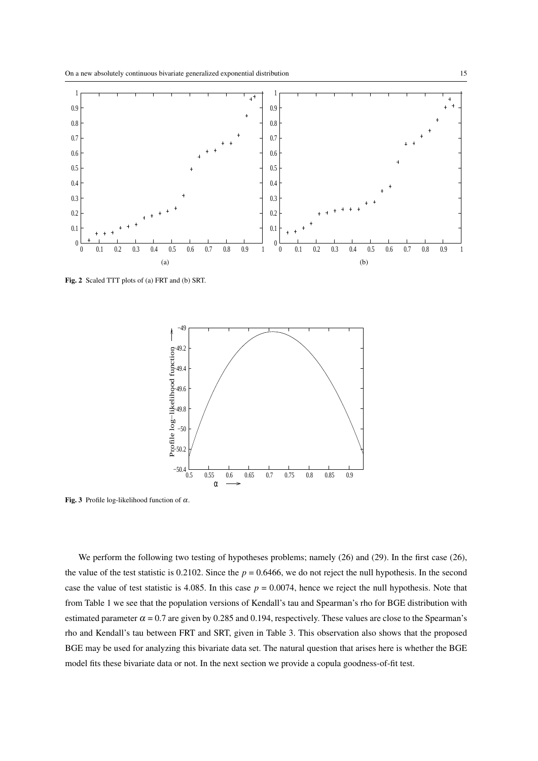**Fig. 2** Scaled TTT plots of (a) FRT and (b) SRT.

**Fig. 3** Profile log-likelihood function of $\alpha$.

We perform the following two testing of hypotheses problems; namely (26) and (29). In the first case (26), the value of the test statistic is 0.2102. Since the $p = 0.6466$, we do not reject the null hypothesis. In the second case the value of test statistic is 4.085. In this case $p = 0.0074$, hence we reject the null hypothesis. Note that from Table 1 we see that the population versions of Kendall's tau and Spearman's rho for BGE distribution with estimated parameter $\alpha = 0.7$ are given by 0.285 and 0.194, respectively. These values are close to the Spearman's rho and Kendall's tau between FRT and SRT, given in Table 3. This observation also shows that the proposed BGE may be used for analyzing this bivariate data set. The natural question that arises here is whether the BGE model fits these bivariate data or not. In the next section we provide a copula goodness-of-fit test.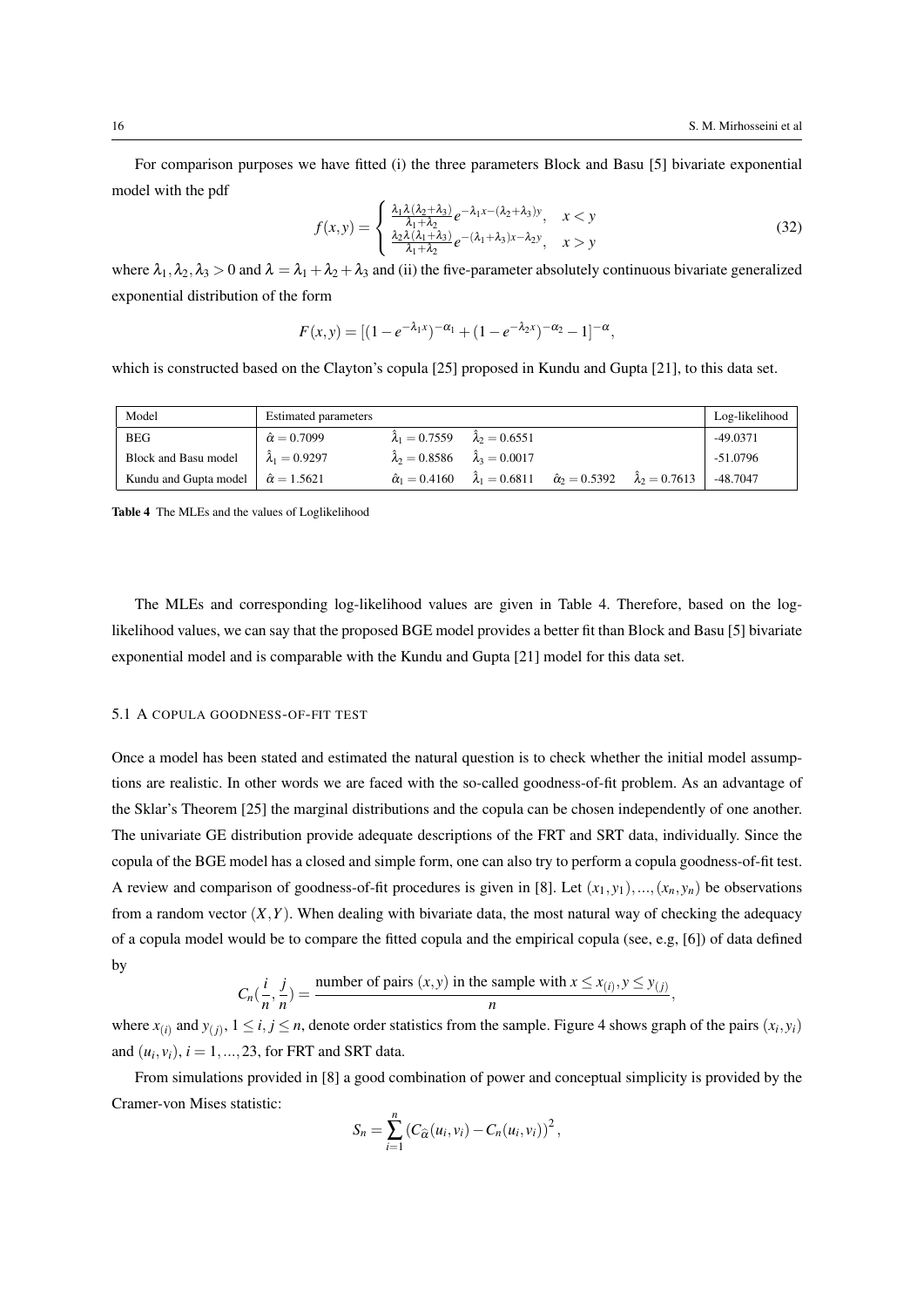For comparison purposes we have fitted (i) the three parameters Block and Basu [5] bivariate exponential model with the pdf

$$
f(x,y) = \begin{cases} \frac{\lambda_1 \lambda (\lambda_2 + \lambda_3)}{\lambda_1 + \lambda_2} e^{-\lambda_1 x - (\lambda_2 + \lambda_3) y}, & x < y \\ \frac{\lambda_2 \lambda (\lambda_1 + \lambda_3)}{\lambda_1 + \lambda_2} e^{-(\lambda_1 + \lambda_3) x - \lambda_2 y}, & x > y \end{cases} \tag{32}
$$

where $\lambda_1, \lambda_2, \lambda_3 > 0$ and $\lambda = \lambda_1 + \lambda_2 + \lambda_3$ and (ii) the five-parameter absolutely continuous bivariate generalized exponential distribution of the form

$$
F(x,y) = [(1 - e^{-\lambda_1 x})^{-\alpha_1} + (1 - e^{-\lambda_2 x})^{-\alpha_2} - 1]^{-\alpha},
$$

which is constructed based on the Clayton's copula [25] proposed in Kundu and Gupta [21], to this data set.

| Model | Estimated parameters | | | | | Log-likelihood |
|---|---|---|---|---|---|---|
| BEG | $\hat{\alpha} = 0.7099$ | $\hat{\lambda}_1 = 0.7559$ | $\hat{\lambda}_2 = 0.6551$ | | | -49.0371 |
| Block and Basu model | $\hat{\lambda}_1 = 0.9297$ | $\hat{\lambda}_2 = 0.8586$ | $\hat{\lambda}_3 = 0.0017$ | | | -51.0796 |
| Kundu and Gupta model | $\hat{\alpha} = 1.5621$ | $\hat{\alpha}_1 = 0.4160$ | $\hat{\lambda}_1 = 0.6811$ | $\hat{\alpha}_2 = 0.5392$ | $\hat{\lambda}_2 = 0.7613$ | -48.7047 |

**Table 4** The MLEs and the values of Loglikelihood

The MLEs and corresponding log-likelihood values are given in Table 4. Therefore, based on the log-likelihood values, we can say that the proposed BGE model provides a better fit than Block and Basu [5] bivariate exponential model and is comparable with the Kundu and Gupta [21] model for this data set.

### 5.1 A copula goodness-of-fit test

Once a model has been stated and estimated the natural question is to check whether the initial model assumptions are realistic. In other words we are faced with the so-called goodness-of-fit problem. As an advantage of the Sklar's Theorem [25] the marginal distributions and the copula can be chosen independently of one another. The univariate GE distribution provide adequate descriptions of the FRT and SRT data, individually. Since the copula of the BGE model has a closed and simple form, one can also try to perform a copula goodness-of-fit test. A review and comparison of goodness-of-fit procedures is given in [8]. Let $(x_1, y_1), ..., (x_n, y_n)$ be observations from a random vector $(X,Y)$. When dealing with bivariate data, the most natural way of checking the adequacy of a copula model would be to compare the fitted copula and the empirical copula (see, e.g, [6]) of data defined by

$$
C_n\left(\frac{i}{n}, \frac{j}{n}\right) = \frac{\text{number of pairs } (x,y) \text{ in the sample with } x \leq x_{(i)}, y \leq y_{(j)}}{n},
$$

where $x_{(i)}$ and $y_{(j)}$, $1 \leq i, j \leq n$, denote order statistics from the sample. Figure 4 shows graph of the pairs $(x_i, y_i)$ and $(u_i, v_i)$, $i = 1, ..., 23$, for FRT and SRT data.

From simulations provided in [8] a good combination of power and conceptual simplicity is provided by the Cramer-von Mises statistic:

$$
S_n = \sum_{i=1}^{n} \left(C_{\widehat{\alpha}}(u_i, v_i) - C_n(u_i, v_i)\right)^2,
$$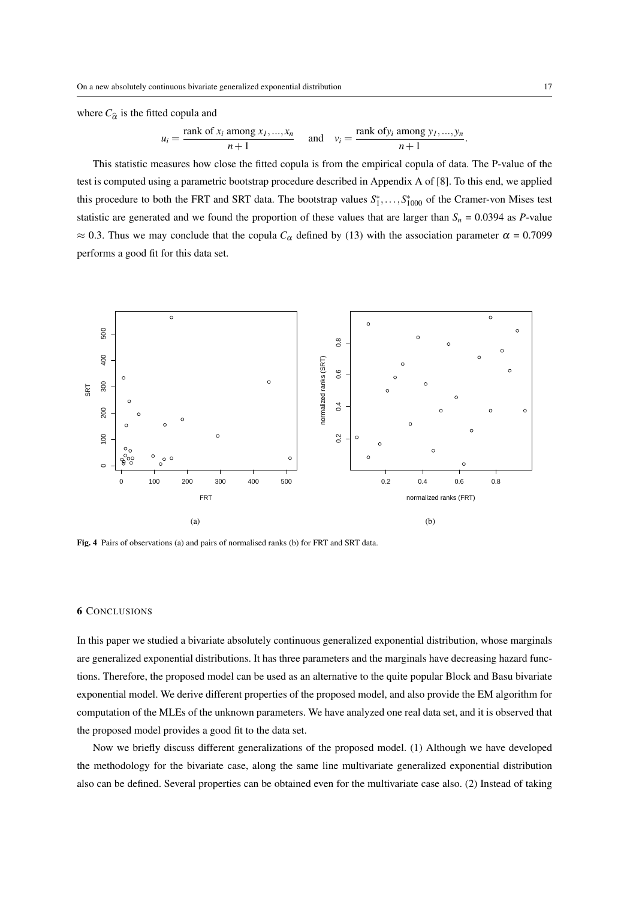where $C_{\widehat{\alpha}}$ is the fitted copula and

$$u_i = \frac{\text{rank of } x_i \text{ among } x_1, ..., x_n}{n+1} \quad \text{and} \quad v_i = \frac{\text{rank of} y_i \text{ among } y_1, ..., y_n}{n+1}.$$

This statistic measures how close the fitted copula is from the empirical copula of data. The P-value of the test is computed using a parametric bootstrap procedure described in Appendix A of [8]. To this end, we applied this procedure to both the FRT and SRT data. The bootstrap values $S_1^*, \ldots, S_{1000}^*$ of the Cramer-von Mises test statistic are generated and we found the proportion of these values that are larger than $S_n = 0.0394$ as $P$-value $\approx 0.3$. Thus we may conclude that the copula $C_\alpha$ defined by (13) with the association parameter $\alpha = 0.7099$ performs a good fit for this data set.

(a)

(b)

**Fig. 4** Pairs of observations (a) and pairs of normalised ranks (b) for FRT and SRT data.

## 6 Conclusions

In this paper we studied a bivariate absolutely continuous generalized exponential distribution, whose marginals are generalized exponential distributions. It has three parameters and the marginals have decreasing hazard functions. Therefore, the proposed model can be used as an alternative to the quite popular Block and Basu bivariate exponential model. We derive different properties of the proposed model, and also provide the EM algorithm for computation of the MLEs of the unknown parameters. We have analyzed one real data set, and it is observed that the proposed model provides a good fit to the data set.

Now we briefly discuss different generalizations of the proposed model. (1) Although we have developed the methodology for the bivariate case, along the same line multivariate generalized exponential distribution also can be defined. Several properties can be obtained even for the multivariate case also. (2) Instead of taking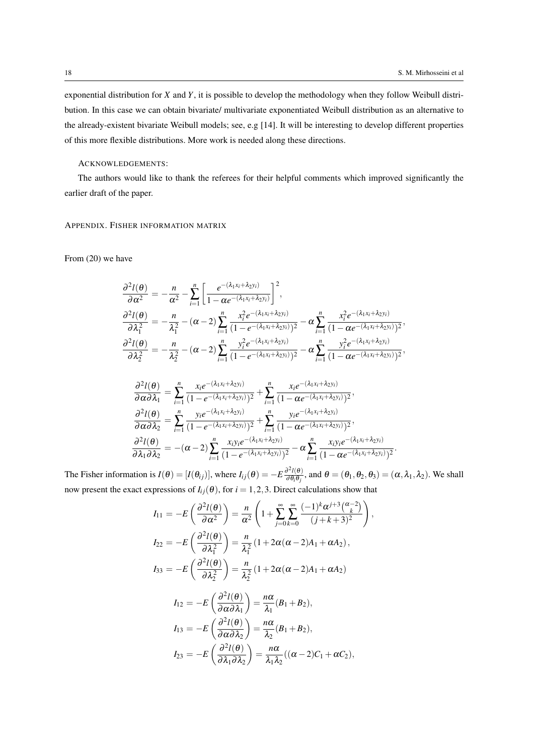exponential distribution for $X$ and $Y$, it is possible to develop the methodology when they follow Weibull distribution. In this case we can obtain bivariate/ multivariate exponentiated Weibull distribution as an alternative to the already-existent bivariate Weibull models; see, e.g [14]. It will be interesting to develop different properties of this more flexible distributions. More work is needed along these directions.

ACKNOWLEDGEMENTS:

The authors would like to thank the referees for their helpful comments which improved significantly the earlier draft of the paper.

## APPENDIX. FISHER INFORMATION MATRIX

From (20) we have

$$
\begin{aligned}
\frac{\partial^2 l(\theta)}{\partial \alpha^2} &= -\frac{n}{\alpha^2} - \sum_{i=1}^{n} \left[ \frac{e^{-(\lambda_1 x_i + \lambda_2 y_i)}}{1 - \alpha e^{-(\lambda_1 x_i + \lambda_2 y_i)}} \right]^2, \\
\frac{\partial^2 l(\theta)}{\partial \lambda_1^2} &= -\frac{n}{\lambda_1^2} - (\alpha - 2) \sum_{i=1}^{n} \frac{x_i^2 e^{-(\lambda_1 x_i + \lambda_2 y_i)}}{(1 - e^{-(\lambda_1 x_i + \lambda_2 y_i)})^2} - \alpha \sum_{i=1}^{n} \frac{x_i^2 e^{-(\lambda_1 x_i + \lambda_2 y_i)}}{(1 - \alpha e^{-(\lambda_1 x_i + \lambda_2 y_i)})^2}, \\
\frac{\partial^2 l(\theta)}{\partial \lambda_2^2} &= -\frac{n}{\lambda_2^2} - (\alpha - 2) \sum_{i=1}^{n} \frac{y_i^2 e^{-(\lambda_1 x_i + \lambda_2 y_i)}}{(1 - e^{-(\lambda_1 x_i + \lambda_2 y_i)})^2} - \alpha \sum_{i=1}^{n} \frac{y_i^2 e^{-(\lambda_1 x_i + \lambda_2 y_i)}}{(1 - \alpha e^{-(\lambda_1 x_i + \lambda_2 y_i)})^2},
\end{aligned}
$$

$$
\begin{aligned}
\frac{\partial^2 l(\theta)}{\partial \alpha \partial \lambda_1} &= \sum_{i=1}^{n} \frac{x_i e^{-(\lambda_1 x_i + \lambda_2 y_i)}}{(1 - e^{-(\lambda_1 x_i + \lambda_2 y_i)})^2} + \sum_{i=1}^{n} \frac{x_i e^{-(\lambda_1 x_i + \lambda_2 y_i)}}{(1 - \alpha e^{-(\lambda_1 x_i + \lambda_2 y_i)})^2}, \\
\frac{\partial^2 l(\theta)}{\partial \alpha \partial \lambda_2} &= \sum_{i=1}^{n} \frac{y_i e^{-(\lambda_1 x_i + \lambda_2 y_i)}}{(1 - e^{-(\lambda_1 x_i + \lambda_2 y_i)})^2} + \sum_{i=1}^{n} \frac{y_i e^{-(\lambda_1 x_i + \lambda_2 y_i)}}{(1 - \alpha e^{-(\lambda_1 x_i + \lambda_2 y_i)})^2}, \\
\frac{\partial^2 l(\theta)}{\partial \lambda_1 \partial \lambda_2} &= -(\alpha - 2) \sum_{i=1}^{n} \frac{x_i y_i e^{-(\lambda_1 x_i + \lambda_2 y_i)}}{(1 - e^{-(\lambda_1 x_i + \lambda_2 y_i)})^2} - \alpha \sum_{i=1}^{n} \frac{x_i y_i e^{-(\lambda_1 x_i + \lambda_2 y_i)}}{(1 - \alpha e^{-(\lambda_1 x_i + \lambda_2 y_i)})^2}.
\end{aligned}
$$

The Fisher information is $I(\theta) = [I(\theta_{ij})]$, where $I_{ij}(\theta) = -E \frac{\partial^2 l(\theta)}{\partial \theta_i \theta_j}$, and $\theta = (\theta_1, \theta_2, \theta_3) = (\alpha, \lambda_1, \lambda_2)$. We shall now present the exact expressions of $I_{ij}(\theta)$, for $i = 1, 2, 3$. Direct calculations show that

$$
\begin{aligned}
I_{11} &= -E\left(\frac{\partial^2 l(\theta)}{\partial \alpha^2}\right) = \frac{n}{\alpha^2}\left(1 + \sum_{j=0}^{\infty}\sum_{k=0}^{\infty} \frac{(-1)^k \alpha^{j+3} \binom{\alpha-2}{k}}{(j+k+3)^2}\right), \\
I_{22} &= -E\left(\frac{\partial^2 l(\theta)}{\partial \lambda_1^2}\right) = \frac{n}{\lambda_1^2}\left(1 + 2\alpha(\alpha - 2)A_1 + \alpha A_2\right), \\
I_{33} &= -E\left(\frac{\partial^2 l(\theta)}{\partial \lambda_2^2}\right) = \frac{n}{\lambda_2^2}\left(1 + 2\alpha(\alpha - 2)A_1 + \alpha A_2\right)
\end{aligned}
$$

$$
\begin{aligned}
I_{12} &= -E\left(\frac{\partial^2 l(\theta)}{\partial \alpha \partial \lambda_1}\right) = \frac{n\alpha}{\lambda_1}(B_1 + B_2), \\
I_{13} &= -E\left(\frac{\partial^2 l(\theta)}{\partial \alpha \partial \lambda_2}\right) = \frac{n\alpha}{\lambda_2}(B_1 + B_2), \\
I_{23} &= -E\left(\frac{\partial^2 l(\theta)}{\partial \lambda_1 \partial \lambda_2}\right) = \frac{n\alpha}{\lambda_1 \lambda_2}((\alpha - 2)C_1 + \alpha C_2),
\end{aligned}
$$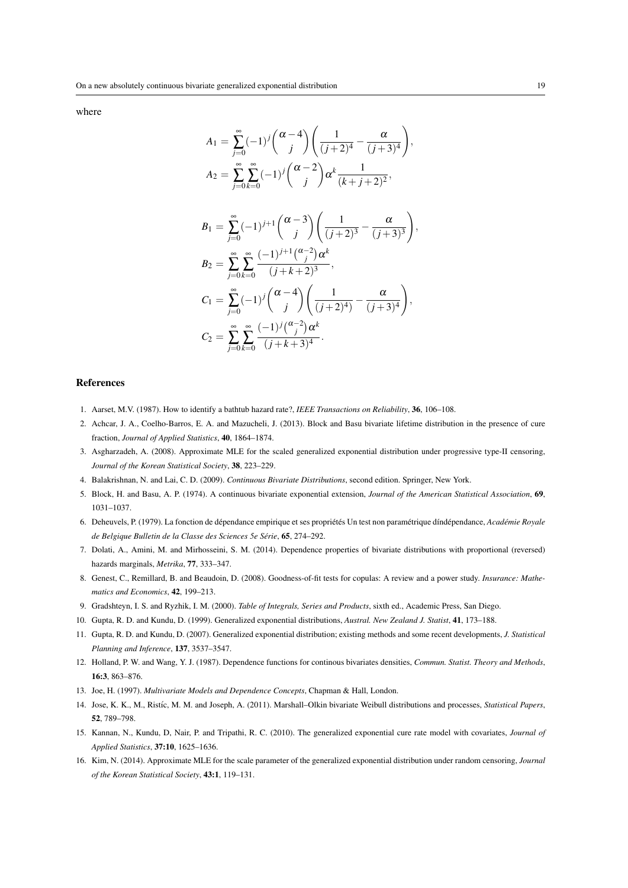where

$$A_1 = \sum_{j=0}^{\infty}(-1)^j \binom{\alpha-4}{j}\left(\frac{1}{(j+2)^4} - \frac{\alpha}{(j+3)^4}\right),$$
$$A_2 = \sum_{j=0}^{\infty}\sum_{k=0}^{\infty}(-1)^j \binom{\alpha-2}{j}\alpha^k \frac{1}{(k+j+2)^2},$$

$$B_1 = \sum_{j=0}^{\infty}(-1)^{j+1} \binom{\alpha-3}{j}\left(\frac{1}{(j+2)^3} - \frac{\alpha}{(j+3)^3}\right),$$
$$B_2 = \sum_{j=0}^{\infty}\sum_{k=0}^{\infty}\frac{(-1)^{j+1}\binom{\alpha-2}{j}\alpha^k}{(j+k+2)^3},$$
$$C_1 = \sum_{j=0}^{\infty}(-1)^j \binom{\alpha-4}{j}\left(\frac{1}{(j+2)^4)} - \frac{\alpha}{(j+3)^4}\right),$$
$$C_2 = \sum_{j=0}^{\infty}\sum_{k=0}^{\infty}\frac{(-1)^{j}\binom{\alpha-2}{j}\alpha^k}{(j+k+3)^4}.$$

## References

1. Aarset, M.V. (1987). How to identify a bathtub hazard rate?, *IEEE Transactions on Reliability*, **36**, 106–108.
2. Achcar, J. A., Coelho-Barros, E. A. and Mazucheli, J. (2013). Block and Basu bivariate lifetime distribution in the presence of cure fraction, *Journal of Applied Statistics*, **40**, 1864–1874.
3. Asgharzadeh, A. (2008). Approximate MLE for the scaled generalized exponential distribution under progressive type-II censoring, *Journal of the Korean Statistical Society*, **38**, 223–229.
4. Balakrishnan, N. and Lai, C. D. (2009). *Continuous Bivariate Distributions*, second edition. Springer, New York.
5. Block, H. and Basu, A. P. (1974). A continuous bivariate exponential extension, *Journal of the American Statistical Association*, **69**, 1031–1037.
6. Deheuvels, P. (1979). La fonction de dépendance empirique et ses propriétés Un test non paramétrique díndépendance, *Académie Royale de Belgique Bulletin de la Classe des Sciences 5e Série*, **65**, 274–292.
7. Dolati, A., Amini, M. and Mirhosseini, S. M. (2014). Dependence properties of bivariate distributions with proportional (reversed) hazards marginals, *Metrika*, **77**, 333–347.
8. Genest, C., Remillard, B. and Beaudoin, D. (2008). Goodness-of-fit tests for copulas: A review and a power study. *Insurance: Mathematics and Economics*, **42**, 199–213.
9. Gradshteyn, I. S. and Ryzhik, I. M. (2000). *Table of Integrals, Series and Products*, sixth ed., Academic Press, San Diego.
10. Gupta, R. D. and Kundu, D. (1999). Generalized exponential distributions, *Austral. New Zealand J. Statist*, **41**, 173–188.
11. Gupta, R. D. and Kundu, D. (2007). Generalized exponential distribution; existing methods and some recent developments, *J. Statistical Planning and Inference*, **137**, 3537–3547.
12. Holland, P. W. and Wang, Y. J. (1987). Dependence functions for continous bivariates densities, *Commun. Statist. Theory and Methods*, **16:3**, 863–876.
13. Joe, H. (1997). *Multivariate Models and Dependence Concepts*, Chapman & Hall, London.
14. Jose, K. K., M., Ristíc, M. M. and Joseph, A. (2011). Marshall–Olkin bivariate Weibull distributions and processes, *Statistical Papers*, **52**, 789–798.
15. Kannan, N., Kundu, D, Nair, P. and Tripathi, R. C. (2010). The generalized exponential cure rate model with covariates, *Journal of Applied Statistics*, **37:10**, 1625–1636.
16. Kim, N. (2014). Approximate MLE for the scale parameter of the generalized exponential distribution under random censoring, *Journal of the Korean Statistical Society*, **43:1**, 119–131.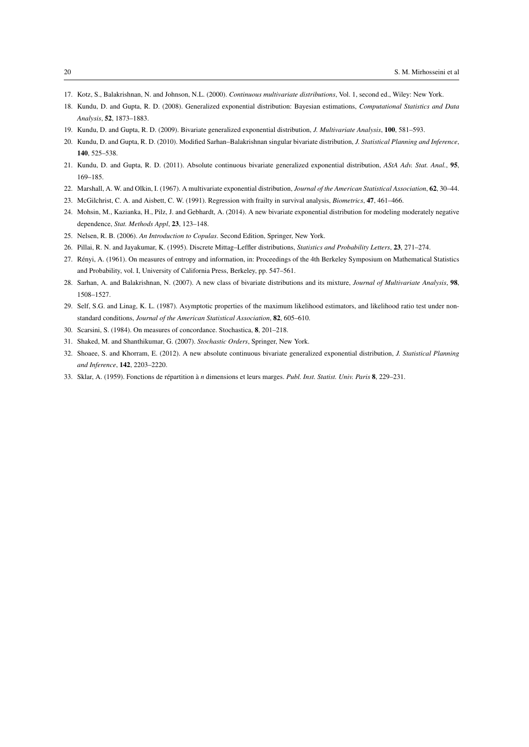17. Kotz, S., Balakrishnan, N. and Johnson, N.L. (2000). *Continuous multivariate distributions*, Vol. 1, second ed., Wiley: New York.
18. Kundu, D. and Gupta, R. D. (2008). Generalized exponential distribution: Bayesian estimations, *Computational Statistics and Data Analysis*, **52**, 1873–1883.
19. Kundu, D. and Gupta, R. D. (2009). Bivariate generalized exponential distribution, *J. Multivariate Analysis*, **100**, 581–593.
20. Kundu, D. and Gupta, R. D. (2010). Modified Sarhan–Balakrishnan singular bivariate distribution, *J. Statistical Planning and Inference*, **140**, 525–538.
21. Kundu, D. and Gupta, R. D. (2011). Absolute continuous bivariate generalized exponential distribution, *AStA Adv. Stat. Anal.*, **95**, 169–185.
22. Marshall, A. W. and Olkin, I. (1967). A multivariate exponential distribution, *Journal of the American Statistical Association*, **62**, 30–44.
23. McGilchrist, C. A. and Aisbett, C. W. (1991). Regression with frailty in survival analysis, *Biometrics*, **47**, 461–466.
24. Mohsin, M., Kazianka, H., Pilz, J. and Gebhardt, A. (2014). A new bivariate exponential distribution for modeling moderately negative dependence, *Stat. Methods Appl*, **23**, 123–148.
25. Nelsen, R. B. (2006). *An Introduction to Copulas*. Second Edition, Springer, New York.
26. Pillai, R. N. and Jayakumar, K. (1995). Discrete Mittag–Leffler distributions, *Statistics and Probability Letters*, **23**, 271–274.
27. Rényi, A. (1961). On measures of entropy and information, in: Proceedings of the 4th Berkeley Symposium on Mathematical Statistics and Probability, vol. I, University of California Press, Berkeley, pp. 547–561.
28. Sarhan, A. and Balakrishnan, N. (2007). A new class of bivariate distributions and its mixture, *Journal of Multivariate Analysis*, **98**, 1508–1527.
29. Self, S.G. and Linag, K. L. (1987). Asymptotic properties of the maximum likelihood estimators, and likelihood ratio test under non-standard conditions, *Journal of the American Statistical Association*, **82**, 605–610.
30. Scarsini, S. (1984). On measures of concordance. Stochastica, **8**, 201–218.
31. Shaked, M. and Shanthikumar, G. (2007). *Stochastic Orders*, Springer, New York.
32. Shoaee, S. and Khorram, E. (2012). A new absolute continuous bivariate generalized exponential distribution, *J. Statistical Planning and Inference*, **142**, 2203–2220.
33. Sklar, A. (1959). Fonctions de répartition à *n* dimensions et leurs marges. *Publ. Inst. Statist. Univ. Paris* **8**, 229–231.